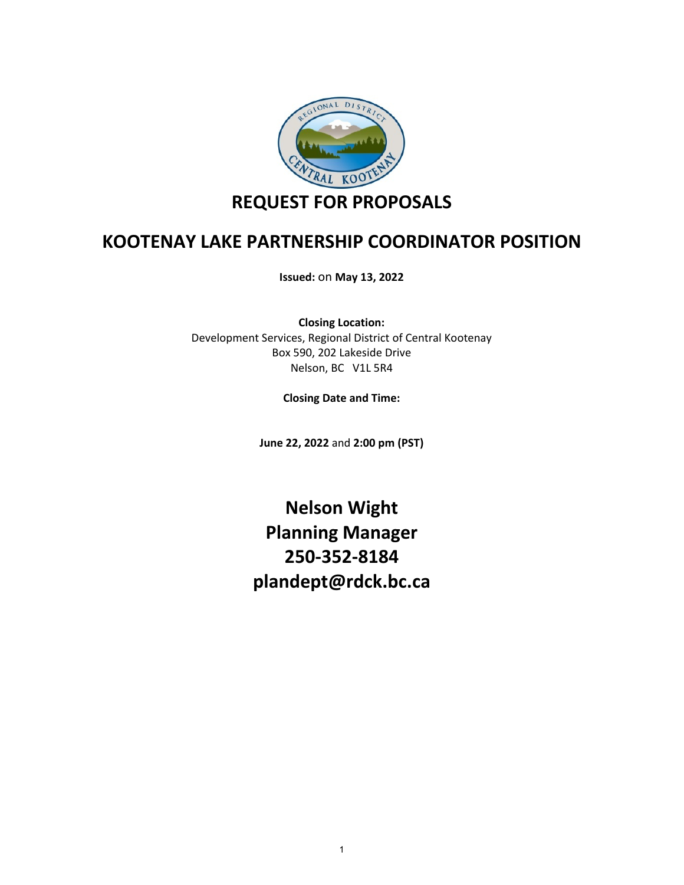# REQUEST FOR PROPOSALS

# KOOTENAY LAKE PARTNERSHIP COORDINATOR POSITION

**Issued:** on **May 13, 2022**

**Closing Location:**
Development Services, Regional District of Central Kootenay
Box 590, 202 Lakeside Drive
Nelson, BC V1L 5R4

**Closing Date and Time:**

**June 22, 2022** and **2:00 pm (PST)**

**Nelson Wight**
**Planning Manager**
**250-352-8184**
**plandept@rdck.bc.ca**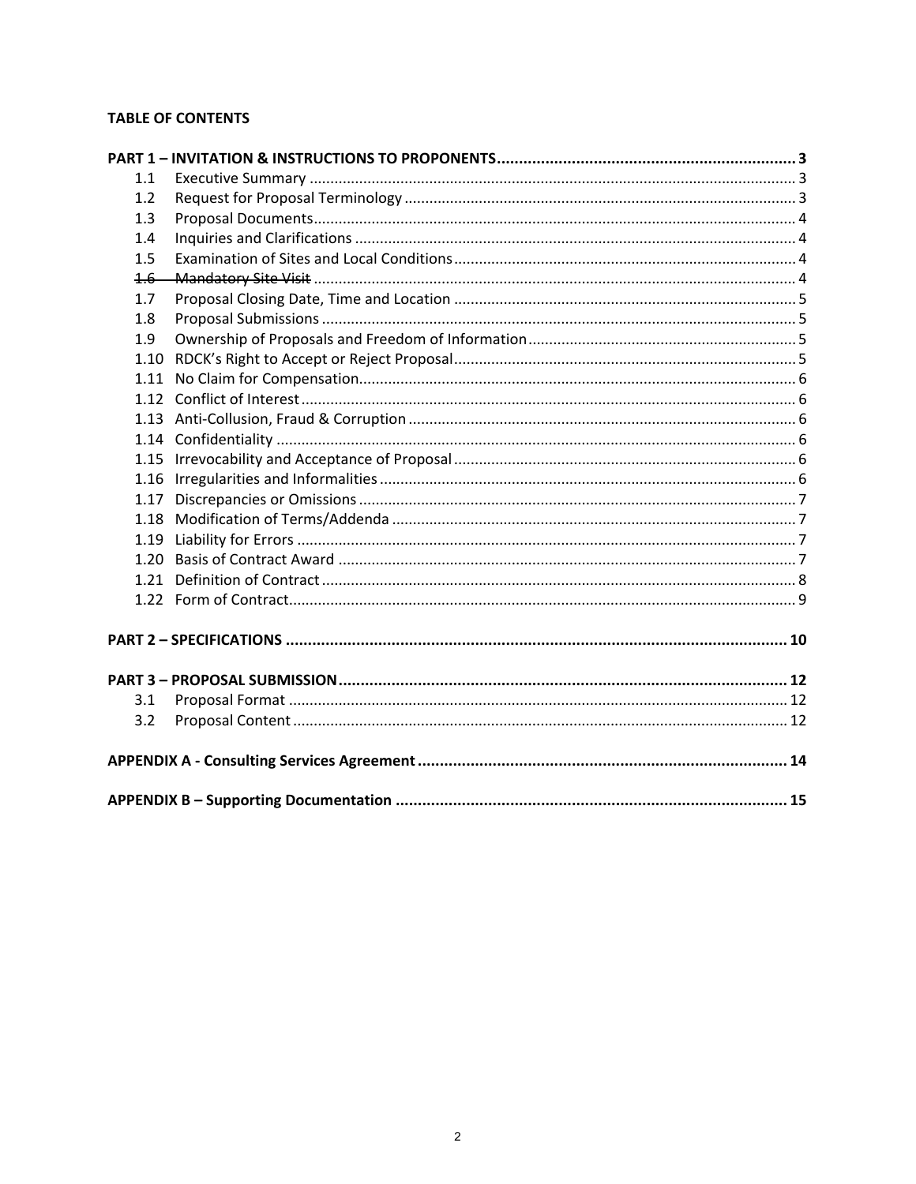**TABLE OF CONTENTS**

| | | |
|---|---|---|
| **PART 1 – INVITATION & INSTRUCTIONS TO PROPONENTS** | | **3** |
| 1.1 | Executive Summary | 3 |
| 1.2 | Request for Proposal Terminology | 3 |
| 1.3 | Proposal Documents | 4 |
| 1.4 | Inquiries and Clarifications | 4 |
| 1.5 | Examination of Sites and Local Conditions | 4 |
| ~~1.6~~ | ~~Mandatory Site Visit~~ | 4 |
| 1.7 | Proposal Closing Date, Time and Location | 5 |
| 1.8 | Proposal Submissions | 5 |
| 1.9 | Ownership of Proposals and Freedom of Information | 5 |
| 1.10 | RDCK's Right to Accept or Reject Proposal | 5 |
| 1.11 | No Claim for Compensation | 6 |
| 1.12 | Conflict of Interest | 6 |
| 1.13 | Anti-Collusion, Fraud & Corruption | 6 |
| 1.14 | Confidentiality | 6 |
| 1.15 | Irrevocability and Acceptance of Proposal | 6 |
| 1.16 | Irregularities and Informalities | 6 |
| 1.17 | Discrepancies or Omissions | 7 |
| 1.18 | Modification of Terms/Addenda | 7 |
| 1.19 | Liability for Errors | 7 |
| 1.20 | Basis of Contract Award | 7 |
| 1.21 | Definition of Contract | 8 |
| 1.22 | Form of Contract | 9 |
| **PART 2 – SPECIFICATIONS** | | **10** |
| **PART 3 – PROPOSAL SUBMISSION** | | **12** |
| 3.1 | Proposal Format | 12 |
| 3.2 | Proposal Content | 12 |
| **APPENDIX A - Consulting Services Agreement** | | **14** |
| **APPENDIX B – Supporting Documentation** | | **15** |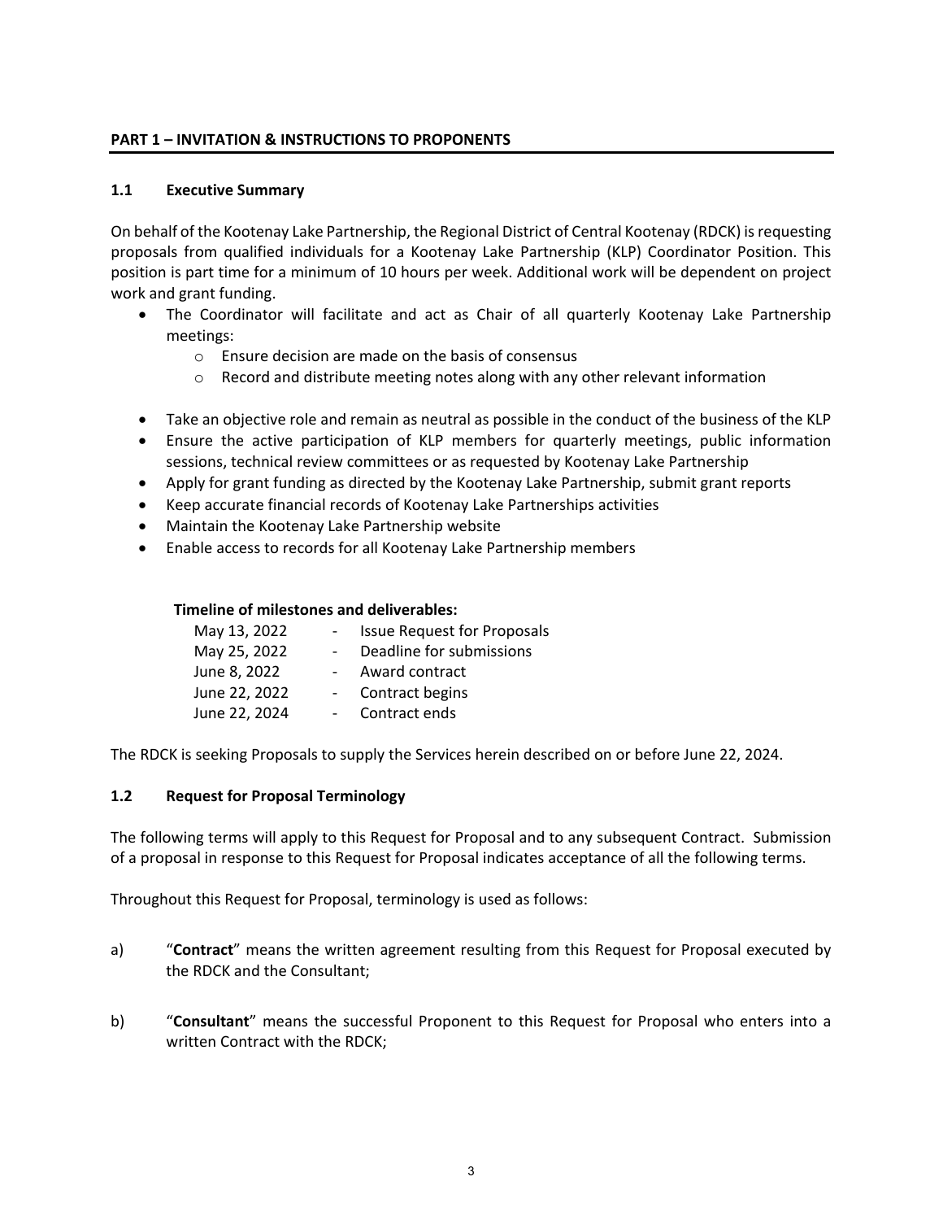## PART 1 – INVITATION & INSTRUCTIONS TO PROPONENTS

### 1.1 Executive Summary

On behalf of the Kootenay Lake Partnership, the Regional District of Central Kootenay (RDCK) is requesting proposals from qualified individuals for a Kootenay Lake Partnership (KLP) Coordinator Position. This position is part time for a minimum of 10 hours per week. Additional work will be dependent on project work and grant funding.

- The Coordinator will facilitate and act as Chair of all quarterly Kootenay Lake Partnership meetings:
  - Ensure decision are made on the basis of consensus
  - Record and distribute meeting notes along with any other relevant information
- Take an objective role and remain as neutral as possible in the conduct of the business of the KLP
- Ensure the active participation of KLP members for quarterly meetings, public information sessions, technical review committees or as requested by Kootenay Lake Partnership
- Apply for grant funding as directed by the Kootenay Lake Partnership, submit grant reports
- Keep accurate financial records of Kootenay Lake Partnerships activities
- Maintain the Kootenay Lake Partnership website
- Enable access to records for all Kootenay Lake Partnership members

**Timeline of milestones and deliverables:**

| | | |
|---|---|---|
| May 13, 2022 | - | Issue Request for Proposals |
| May 25, 2022 | - | Deadline for submissions |
| June 8, 2022 | - | Award contract |
| June 22, 2022 | - | Contract begins |
| June 22, 2024 | - | Contract ends |

The RDCK is seeking Proposals to supply the Services herein described on or before June 22, 2024.

### 1.2 Request for Proposal Terminology

The following terms will apply to this Request for Proposal and to any subsequent Contract. Submission of a proposal in response to this Request for Proposal indicates acceptance of all the following terms.

Throughout this Request for Proposal, terminology is used as follows:

a) "**Contract**" means the written agreement resulting from this Request for Proposal executed by the RDCK and the Consultant;

b) "**Consultant**" means the successful Proponent to this Request for Proposal who enters into a written Contract with the RDCK;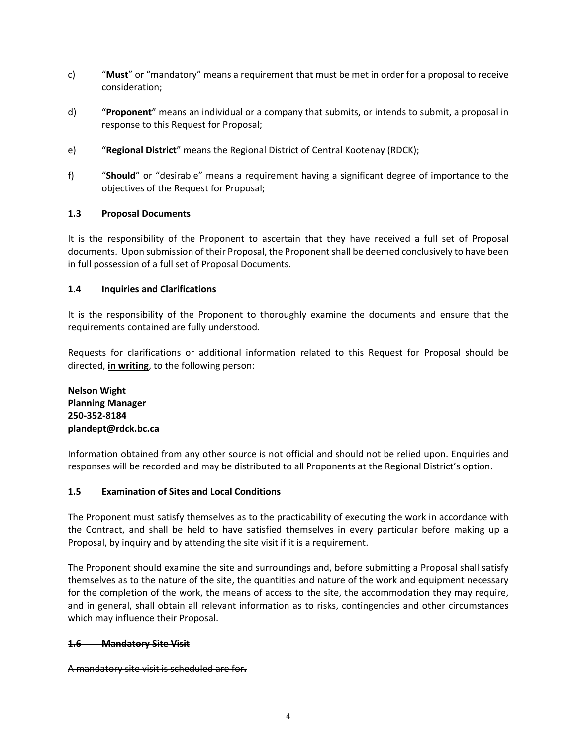c) “**Must**” or “mandatory” means a requirement that must be met in order for a proposal to receive consideration;

d) “**Proponent**” means an individual or a company that submits, or intends to submit, a proposal in response to this Request for Proposal;

e) “**Regional District**” means the Regional District of Central Kootenay (RDCK);

f) “**Should**” or “desirable” means a requirement having a significant degree of importance to the objectives of the Request for Proposal;

### 1.3 Proposal Documents

It is the responsibility of the Proponent to ascertain that they have received a full set of Proposal documents. Upon submission of their Proposal, the Proponent shall be deemed conclusively to have been in full possession of a full set of Proposal Documents.

### 1.4 Inquiries and Clarifications

It is the responsibility of the Proponent to thoroughly examine the documents and ensure that the requirements contained are fully understood.

Requests for clarifications or additional information related to this Request for Proposal should be directed, **<u>in writing</u>**, to the following person:

**Nelson Wight**
**Planning Manager**
**250-352-8184**
**plandept@rdck.bc.ca**

Information obtained from any other source is not official and should not be relied upon. Enquiries and responses will be recorded and may be distributed to all Proponents at the Regional District’s option.

### 1.5 Examination of Sites and Local Conditions

The Proponent must satisfy themselves as to the practicability of executing the work in accordance with the Contract, and shall be held to have satisfied themselves in every particular before making up a Proposal, by inquiry and by attending the site visit if it is a requirement.

The Proponent should examine the site and surroundings and, before submitting a Proposal shall satisfy themselves as to the nature of the site, the quantities and nature of the work and equipment necessary for the completion of the work, the means of access to the site, the accommodation they may require, and in general, shall obtain all relevant information as to risks, contingencies and other circumstances which may influence their Proposal.

### ~~1.6 Mandatory Site Visit~~

~~A mandatory site visit is scheduled are for.~~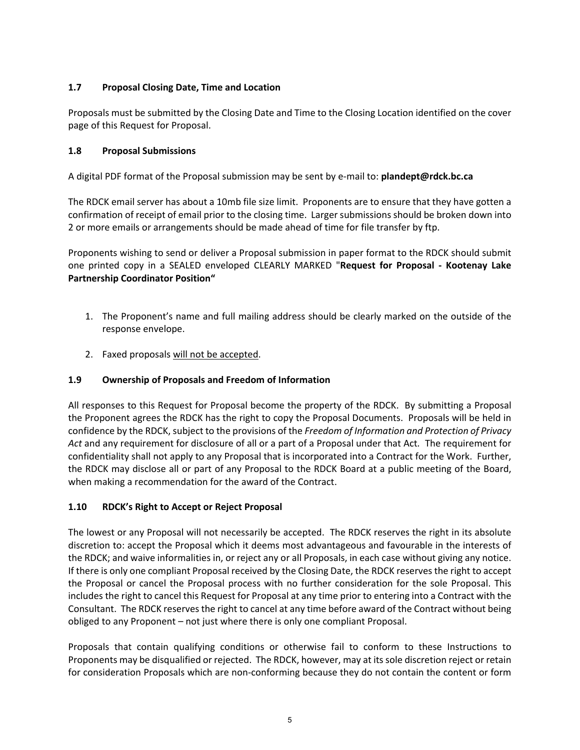### 1.7 Proposal Closing Date, Time and Location

Proposals must be submitted by the Closing Date and Time to the Closing Location identified on the cover page of this Request for Proposal.

### 1.8 Proposal Submissions

A digital PDF format of the Proposal submission may be sent by e-mail to: **plandept@rdck.bc.ca**

The RDCK email server has about a 10mb file size limit. Proponents are to ensure that they have gotten a confirmation of receipt of email prior to the closing time. Larger submissions should be broken down into 2 or more emails or arrangements should be made ahead of time for file transfer by ftp.

Proponents wishing to send or deliver a Proposal submission in paper format to the RDCK should submit one printed copy in a SEALED enveloped CLEARLY MARKED "**Request for Proposal - Kootenay Lake Partnership Coordinator Position"**

1. The Proponent's name and full mailing address should be clearly marked on the outside of the response envelope.

2. Faxed proposals <u>will not be accepted</u>.

### 1.9 Ownership of Proposals and Freedom of Information

All responses to this Request for Proposal become the property of the RDCK. By submitting a Proposal the Proponent agrees the RDCK has the right to copy the Proposal Documents. Proposals will be held in confidence by the RDCK, subject to the provisions of the *Freedom of Information and Protection of Privacy Act* and any requirement for disclosure of all or a part of a Proposal under that Act. The requirement for confidentiality shall not apply to any Proposal that is incorporated into a Contract for the Work. Further, the RDCK may disclose all or part of any Proposal to the RDCK Board at a public meeting of the Board, when making a recommendation for the award of the Contract.

### 1.10 RDCK's Right to Accept or Reject Proposal

The lowest or any Proposal will not necessarily be accepted. The RDCK reserves the right in its absolute discretion to: accept the Proposal which it deems most advantageous and favourable in the interests of the RDCK; and waive informalities in, or reject any or all Proposals, in each case without giving any notice. If there is only one compliant Proposal received by the Closing Date, the RDCK reserves the right to accept the Proposal or cancel the Proposal process with no further consideration for the sole Proposal. This includes the right to cancel this Request for Proposal at any time prior to entering into a Contract with the Consultant. The RDCK reserves the right to cancel at any time before award of the Contract without being obliged to any Proponent – not just where there is only one compliant Proposal.

Proposals that contain qualifying conditions or otherwise fail to conform to these Instructions to Proponents may be disqualified or rejected. The RDCK, however, may at its sole discretion reject or retain for consideration Proposals which are non-conforming because they do not contain the content or form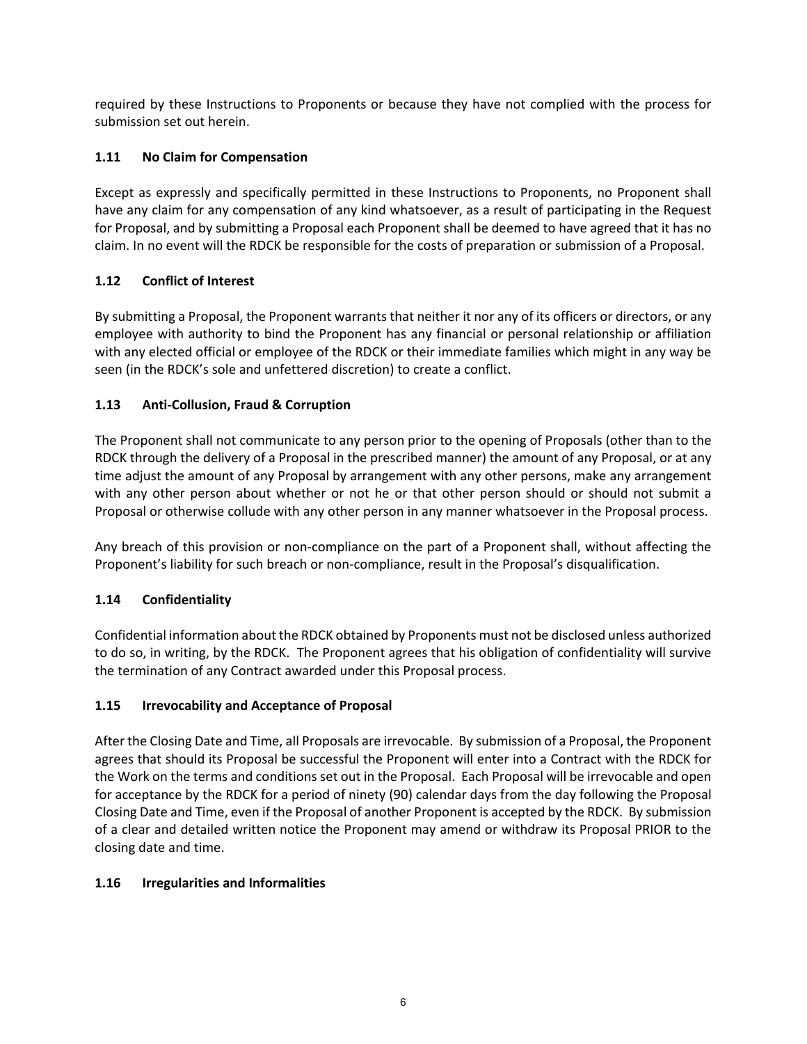required by these Instructions to Proponents or because they have not complied with the process for submission set out herein.

### 1.11 No Claim for Compensation

Except as expressly and specifically permitted in these Instructions to Proponents, no Proponent shall have any claim for any compensation of any kind whatsoever, as a result of participating in the Request for Proposal, and by submitting a Proposal each Proponent shall be deemed to have agreed that it has no claim. In no event will the RDCK be responsible for the costs of preparation or submission of a Proposal.

### 1.12 Conflict of Interest

By submitting a Proposal, the Proponent warrants that neither it nor any of its officers or directors, or any employee with authority to bind the Proponent has any financial or personal relationship or affiliation with any elected official or employee of the RDCK or their immediate families which might in any way be seen (in the RDCK's sole and unfettered discretion) to create a conflict.

### 1.13 Anti-Collusion, Fraud & Corruption

The Proponent shall not communicate to any person prior to the opening of Proposals (other than to the RDCK through the delivery of a Proposal in the prescribed manner) the amount of any Proposal, or at any time adjust the amount of any Proposal by arrangement with any other persons, make any arrangement with any other person about whether or not he or that other person should or should not submit a Proposal or otherwise collude with any other person in any manner whatsoever in the Proposal process.

Any breach of this provision or non-compliance on the part of a Proponent shall, without affecting the Proponent's liability for such breach or non-compliance, result in the Proposal's disqualification.

### 1.14 Confidentiality

Confidential information about the RDCK obtained by Proponents must not be disclosed unless authorized to do so, in writing, by the RDCK. The Proponent agrees that his obligation of confidentiality will survive the termination of any Contract awarded under this Proposal process.

### 1.15 Irrevocability and Acceptance of Proposal

After the Closing Date and Time, all Proposals are irrevocable. By submission of a Proposal, the Proponent agrees that should its Proposal be successful the Proponent will enter into a Contract with the RDCK for the Work on the terms and conditions set out in the Proposal. Each Proposal will be irrevocable and open for acceptance by the RDCK for a period of ninety (90) calendar days from the day following the Proposal Closing Date and Time, even if the Proposal of another Proponent is accepted by the RDCK. By submission of a clear and detailed written notice the Proponent may amend or withdraw its Proposal PRIOR to the closing date and time.

### 1.16 Irregularities and Informalities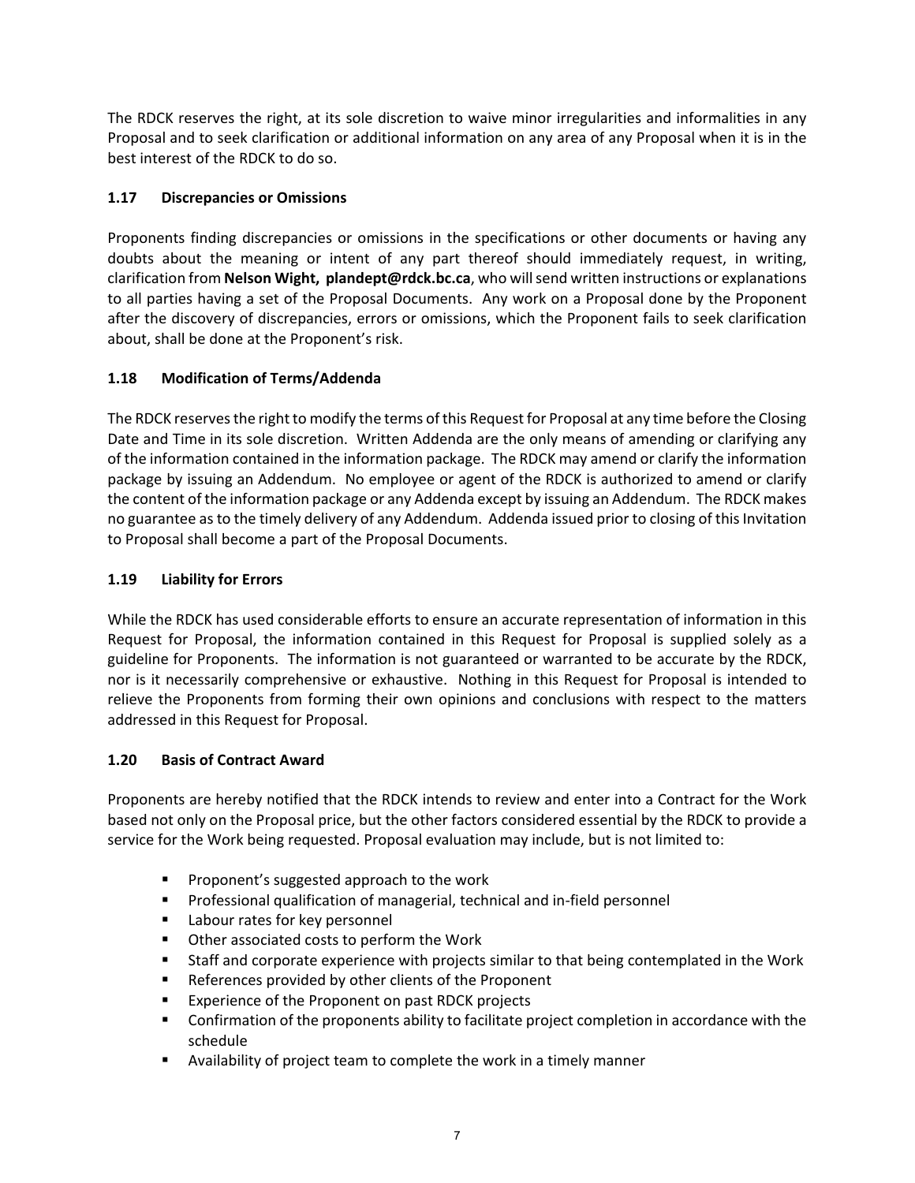The RDCK reserves the right, at its sole discretion to waive minor irregularities and informalities in any Proposal and to seek clarification or additional information on any area of any Proposal when it is in the best interest of the RDCK to do so.

### 1.17 Discrepancies or Omissions

Proponents finding discrepancies or omissions in the specifications or other documents or having any doubts about the meaning or intent of any part thereof should immediately request, in writing, clarification from **Nelson Wight, plandept@rdck.bc.ca**, who will send written instructions or explanations to all parties having a set of the Proposal Documents. Any work on a Proposal done by the Proponent after the discovery of discrepancies, errors or omissions, which the Proponent fails to seek clarification about, shall be done at the Proponent's risk.

### 1.18 Modification of Terms/Addenda

The RDCK reserves the right to modify the terms of this Request for Proposal at any time before the Closing Date and Time in its sole discretion. Written Addenda are the only means of amending or clarifying any of the information contained in the information package. The RDCK may amend or clarify the information package by issuing an Addendum. No employee or agent of the RDCK is authorized to amend or clarify the content of the information package or any Addenda except by issuing an Addendum. The RDCK makes no guarantee as to the timely delivery of any Addendum. Addenda issued prior to closing of this Invitation to Proposal shall become a part of the Proposal Documents.

### 1.19 Liability for Errors

While the RDCK has used considerable efforts to ensure an accurate representation of information in this Request for Proposal, the information contained in this Request for Proposal is supplied solely as a guideline for Proponents. The information is not guaranteed or warranted to be accurate by the RDCK, nor is it necessarily comprehensive or exhaustive. Nothing in this Request for Proposal is intended to relieve the Proponents from forming their own opinions and conclusions with respect to the matters addressed in this Request for Proposal.

### 1.20 Basis of Contract Award

Proponents are hereby notified that the RDCK intends to review and enter into a Contract for the Work based not only on the Proposal price, but the other factors considered essential by the RDCK to provide a service for the Work being requested. Proposal evaluation may include, but is not limited to:

- Proponent's suggested approach to the work
- Professional qualification of managerial, technical and in-field personnel
- Labour rates for key personnel
- Other associated costs to perform the Work
- Staff and corporate experience with projects similar to that being contemplated in the Work
- References provided by other clients of the Proponent
- Experience of the Proponent on past RDCK projects
- Confirmation of the proponents ability to facilitate project completion in accordance with the schedule
- Availability of project team to complete the work in a timely manner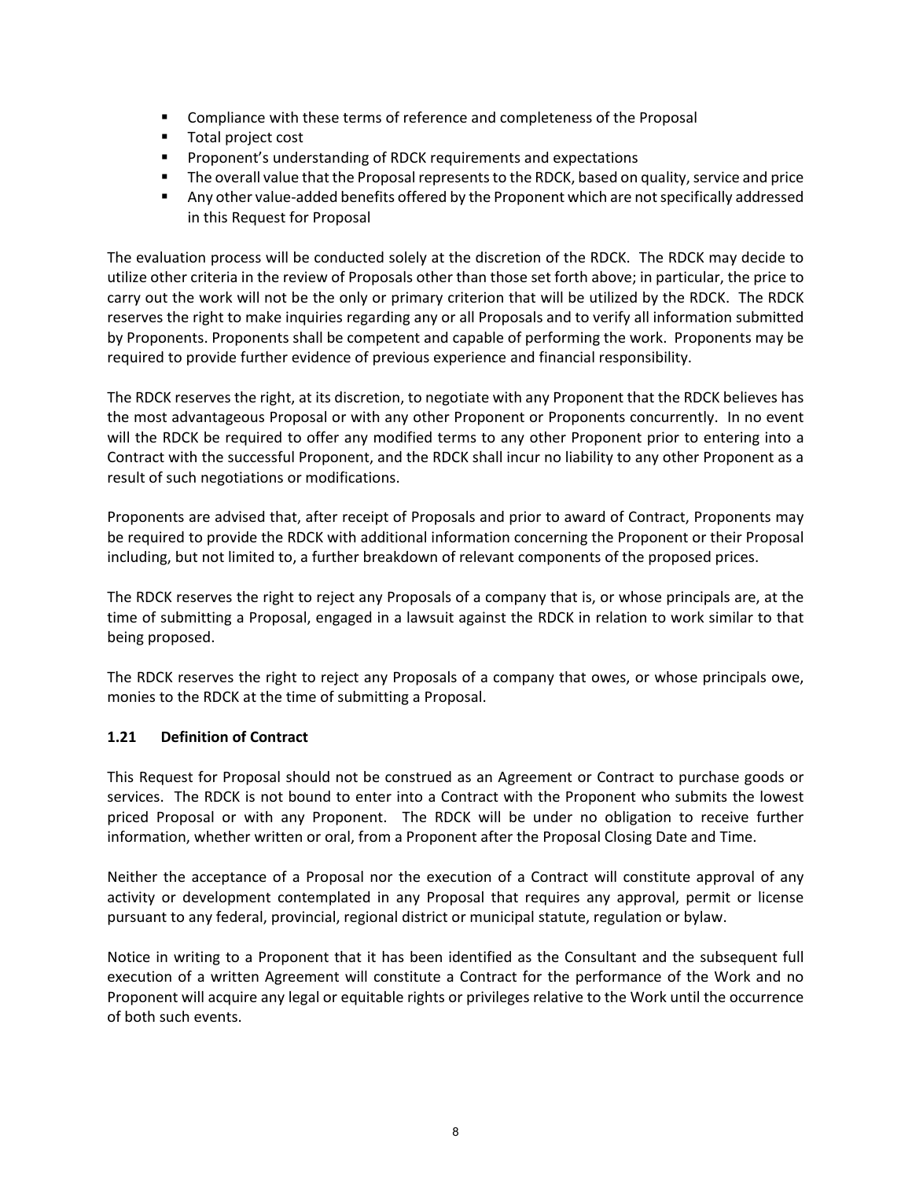- Compliance with these terms of reference and completeness of the Proposal
- Total project cost
- Proponent's understanding of RDCK requirements and expectations
- The overall value that the Proposal represents to the RDCK, based on quality, service and price
- Any other value-added benefits offered by the Proponent which are not specifically addressed in this Request for Proposal

The evaluation process will be conducted solely at the discretion of the RDCK. The RDCK may decide to utilize other criteria in the review of Proposals other than those set forth above; in particular, the price to carry out the work will not be the only or primary criterion that will be utilized by the RDCK. The RDCK reserves the right to make inquiries regarding any or all Proposals and to verify all information submitted by Proponents. Proponents shall be competent and capable of performing the work. Proponents may be required to provide further evidence of previous experience and financial responsibility.

The RDCK reserves the right, at its discretion, to negotiate with any Proponent that the RDCK believes has the most advantageous Proposal or with any other Proponent or Proponents concurrently. In no event will the RDCK be required to offer any modified terms to any other Proponent prior to entering into a Contract with the successful Proponent, and the RDCK shall incur no liability to any other Proponent as a result of such negotiations or modifications.

Proponents are advised that, after receipt of Proposals and prior to award of Contract, Proponents may be required to provide the RDCK with additional information concerning the Proponent or their Proposal including, but not limited to, a further breakdown of relevant components of the proposed prices.

The RDCK reserves the right to reject any Proposals of a company that is, or whose principals are, at the time of submitting a Proposal, engaged in a lawsuit against the RDCK in relation to work similar to that being proposed.

The RDCK reserves the right to reject any Proposals of a company that owes, or whose principals owe, monies to the RDCK at the time of submitting a Proposal.

### 1.21 Definition of Contract

This Request for Proposal should not be construed as an Agreement or Contract to purchase goods or services. The RDCK is not bound to enter into a Contract with the Proponent who submits the lowest priced Proposal or with any Proponent. The RDCK will be under no obligation to receive further information, whether written or oral, from a Proponent after the Proposal Closing Date and Time.

Neither the acceptance of a Proposal nor the execution of a Contract will constitute approval of any activity or development contemplated in any Proposal that requires any approval, permit or license pursuant to any federal, provincial, regional district or municipal statute, regulation or bylaw.

Notice in writing to a Proponent that it has been identified as the Consultant and the subsequent full execution of a written Agreement will constitute a Contract for the performance of the Work and no Proponent will acquire any legal or equitable rights or privileges relative to the Work until the occurrence of both such events.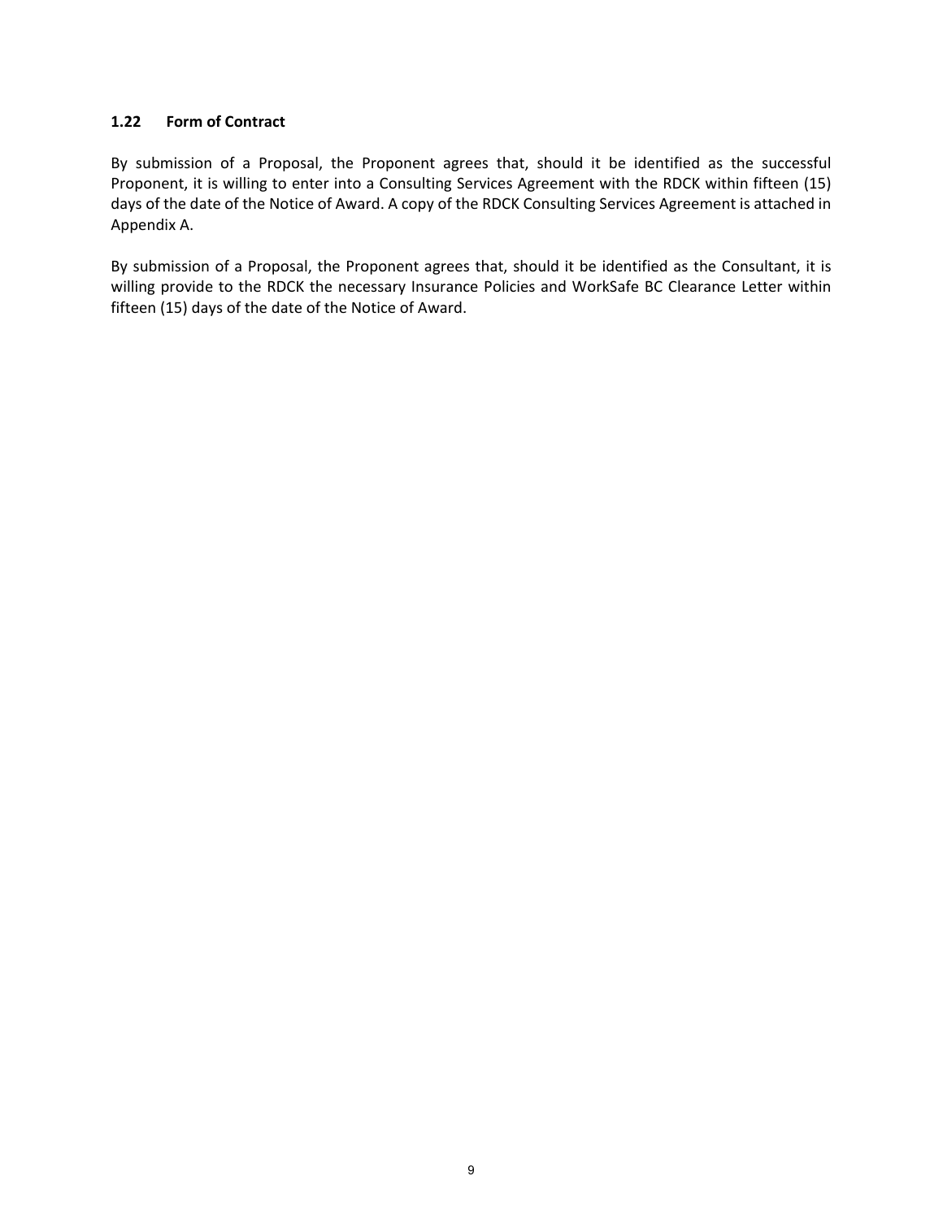### 1.22 Form of Contract

By submission of a Proposal, the Proponent agrees that, should it be identified as the successful Proponent, it is willing to enter into a Consulting Services Agreement with the RDCK within fifteen (15) days of the date of the Notice of Award. A copy of the RDCK Consulting Services Agreement is attached in Appendix A.

By submission of a Proposal, the Proponent agrees that, should it be identified as the Consultant, it is willing provide to the RDCK the necessary Insurance Policies and WorkSafe BC Clearance Letter within fifteen (15) days of the date of the Notice of Award.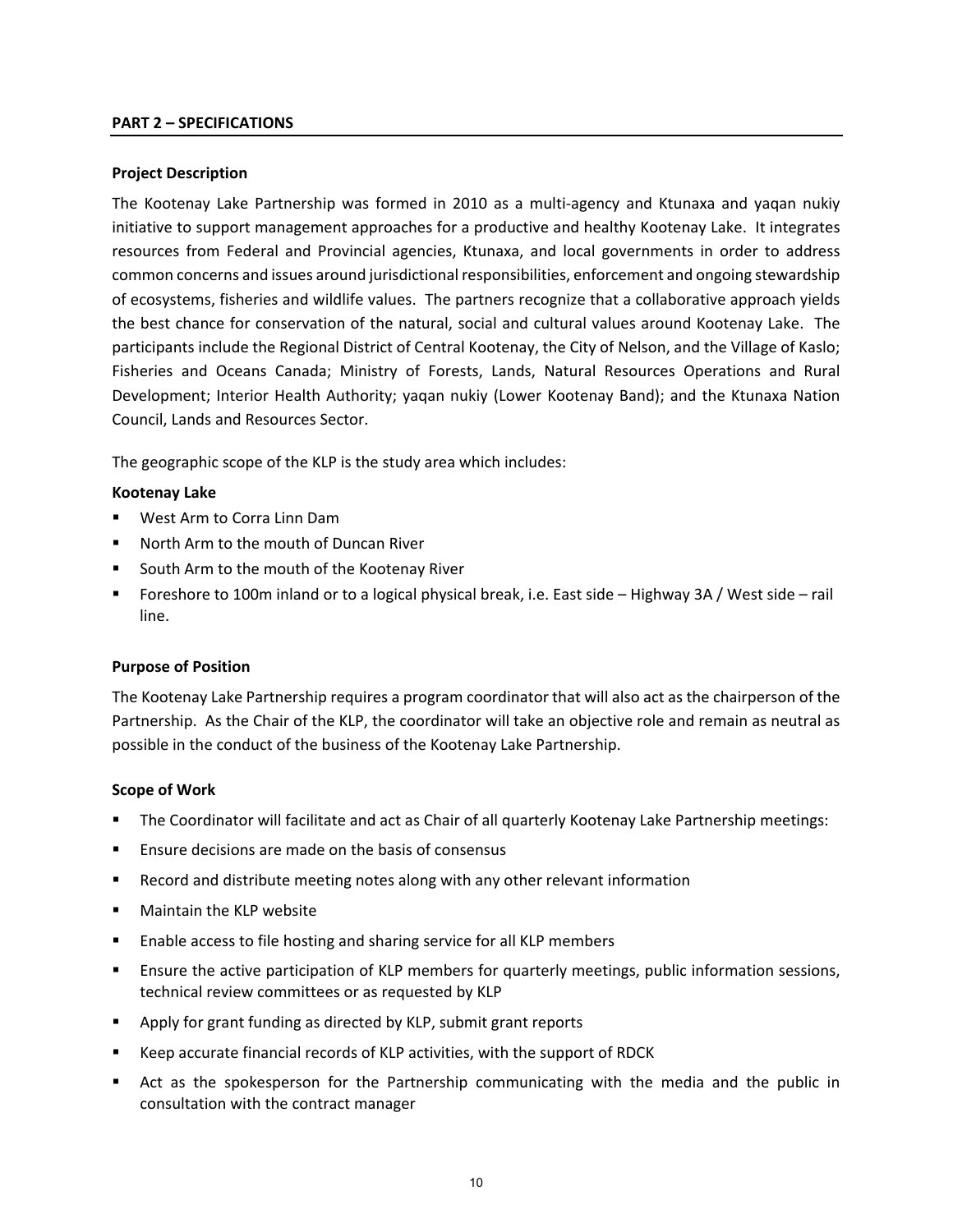## PART 2 – SPECIFICATIONS

### Project Description

The Kootenay Lake Partnership was formed in 2010 as a multi-agency and Ktunaxa and yaqan nukiy initiative to support management approaches for a productive and healthy Kootenay Lake. It integrates resources from Federal and Provincial agencies, Ktunaxa, and local governments in order to address common concerns and issues around jurisdictional responsibilities, enforcement and ongoing stewardship of ecosystems, fisheries and wildlife values. The partners recognize that a collaborative approach yields the best chance for conservation of the natural, social and cultural values around Kootenay Lake. The participants include the Regional District of Central Kootenay, the City of Nelson, and the Village of Kaslo; Fisheries and Oceans Canada; Ministry of Forests, Lands, Natural Resources Operations and Rural Development; Interior Health Authority; yaqan nukiy (Lower Kootenay Band); and the Ktunaxa Nation Council, Lands and Resources Sector.

The geographic scope of the KLP is the study area which includes:

**Kootenay Lake**

- West Arm to Corra Linn Dam
- North Arm to the mouth of Duncan River
- South Arm to the mouth of the Kootenay River
- Foreshore to 100m inland or to a logical physical break, i.e. East side – Highway 3A / West side – rail line.

### Purpose of Position

The Kootenay Lake Partnership requires a program coordinator that will also act as the chairperson of the Partnership. As the Chair of the KLP, the coordinator will take an objective role and remain as neutral as possible in the conduct of the business of the Kootenay Lake Partnership.

### Scope of Work

- The Coordinator will facilitate and act as Chair of all quarterly Kootenay Lake Partnership meetings:
- Ensure decisions are made on the basis of consensus
- Record and distribute meeting notes along with any other relevant information
- Maintain the KLP website
- Enable access to file hosting and sharing service for all KLP members
- Ensure the active participation of KLP members for quarterly meetings, public information sessions, technical review committees or as requested by KLP
- Apply for grant funding as directed by KLP, submit grant reports
- Keep accurate financial records of KLP activities, with the support of RDCK
- Act as the spokesperson for the Partnership communicating with the media and the public in consultation with the contract manager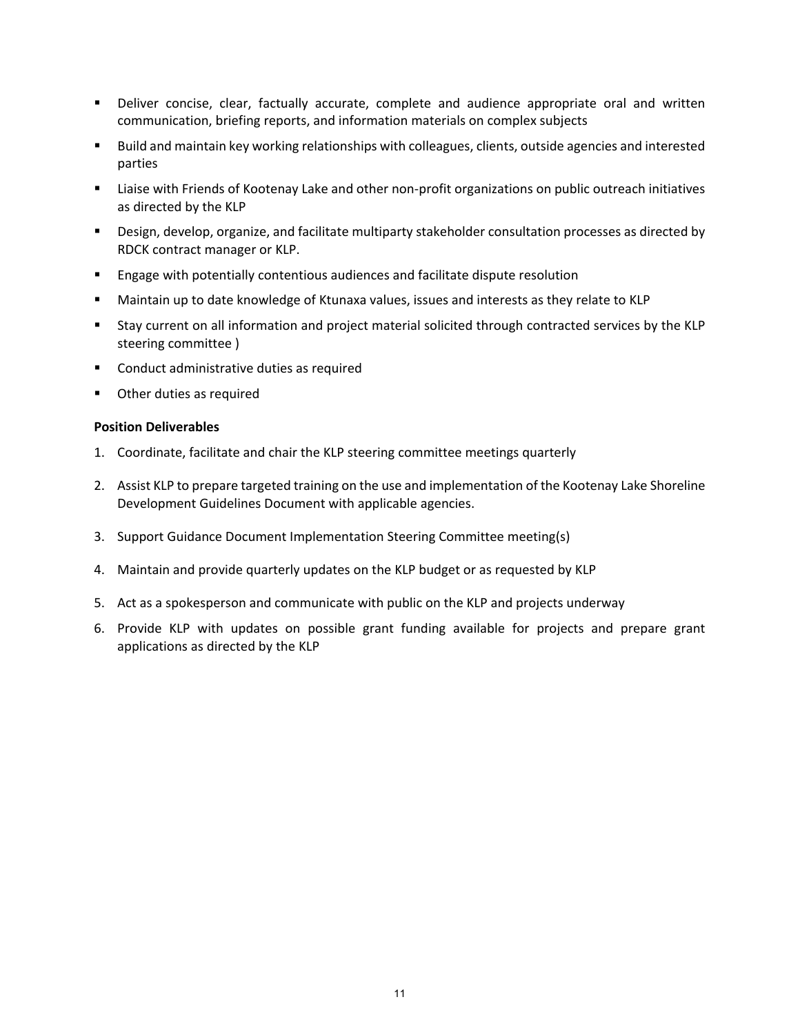- Deliver concise, clear, factually accurate, complete and audience appropriate oral and written communication, briefing reports, and information materials on complex subjects
- Build and maintain key working relationships with colleagues, clients, outside agencies and interested parties
- Liaise with Friends of Kootenay Lake and other non-profit organizations on public outreach initiatives as directed by the KLP
- Design, develop, organize, and facilitate multiparty stakeholder consultation processes as directed by RDCK contract manager or KLP.
- Engage with potentially contentious audiences and facilitate dispute resolution
- Maintain up to date knowledge of Ktunaxa values, issues and interests as they relate to KLP
- Stay current on all information and project material solicited through contracted services by the KLP steering committee )
- Conduct administrative duties as required
- Other duties as required

**Position Deliverables**

1. Coordinate, facilitate and chair the KLP steering committee meetings quarterly
2. Assist KLP to prepare targeted training on the use and implementation of the Kootenay Lake Shoreline Development Guidelines Document with applicable agencies.
3. Support Guidance Document Implementation Steering Committee meeting(s)
4. Maintain and provide quarterly updates on the KLP budget or as requested by KLP
5. Act as a spokesperson and communicate with public on the KLP and projects underway
6. Provide KLP with updates on possible grant funding available for projects and prepare grant applications as directed by the KLP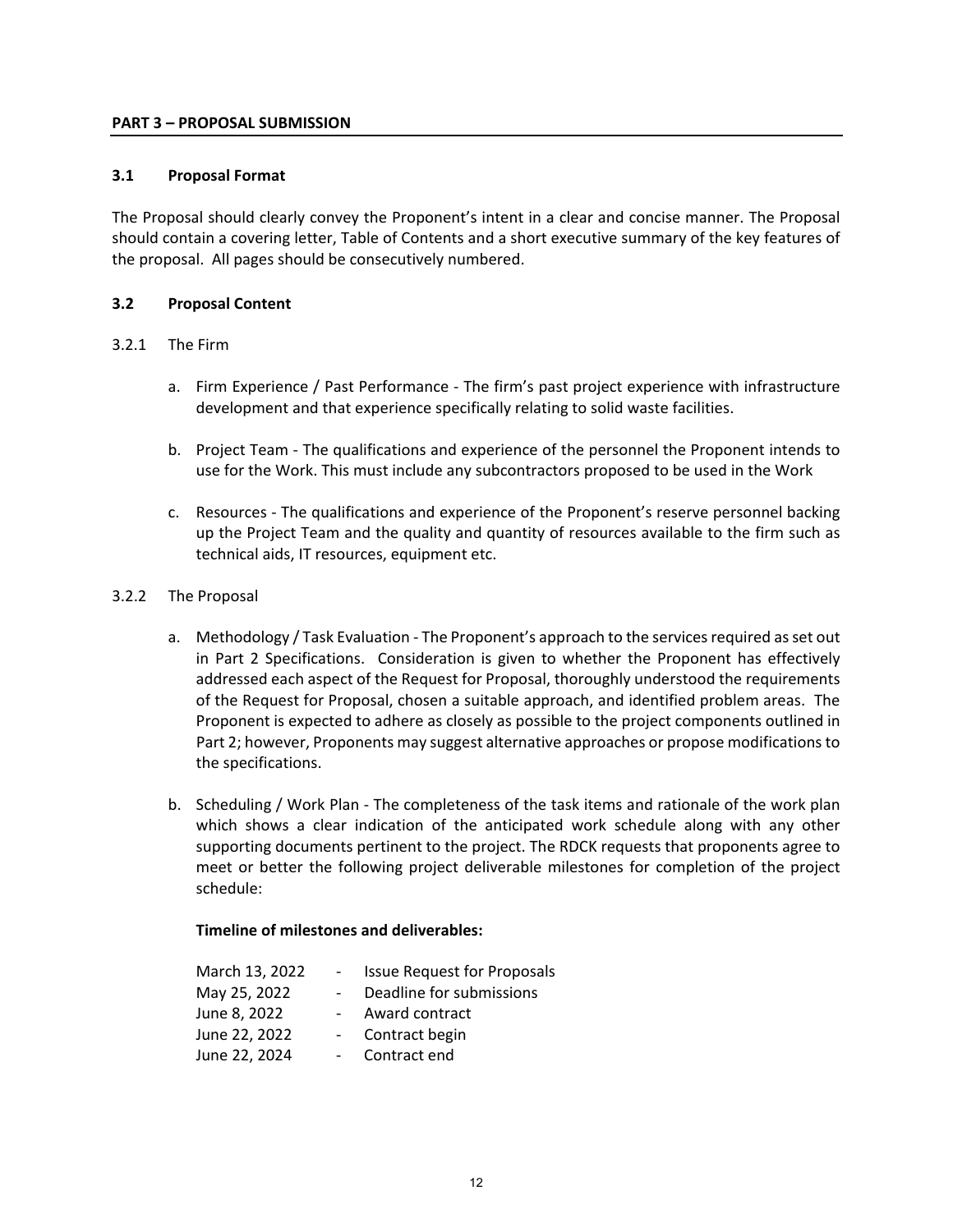## PART 3 – PROPOSAL SUBMISSION

### 3.1 Proposal Format

The Proposal should clearly convey the Proponent's intent in a clear and concise manner. The Proposal should contain a covering letter, Table of Contents and a short executive summary of the key features of the proposal. All pages should be consecutively numbered.

### 3.2 Proposal Content

3.2.1 The Firm

a. Firm Experience / Past Performance - The firm's past project experience with infrastructure development and that experience specifically relating to solid waste facilities.

b. Project Team - The qualifications and experience of the personnel the Proponent intends to use for the Work. This must include any subcontractors proposed to be used in the Work

c. Resources - The qualifications and experience of the Proponent's reserve personnel backing up the Project Team and the quality and quantity of resources available to the firm such as technical aids, IT resources, equipment etc.

3.2.2 The Proposal

a. Methodology / Task Evaluation - The Proponent's approach to the services required as set out in Part 2 Specifications. Consideration is given to whether the Proponent has effectively addressed each aspect of the Request for Proposal, thoroughly understood the requirements of the Request for Proposal, chosen a suitable approach, and identified problem areas. The Proponent is expected to adhere as closely as possible to the project components outlined in Part 2; however, Proponents may suggest alternative approaches or propose modifications to the specifications.

b. Scheduling / Work Plan - The completeness of the task items and rationale of the work plan which shows a clear indication of the anticipated work schedule along with any other supporting documents pertinent to the project. The RDCK requests that proponents agree to meet or better the following project deliverable milestones for completion of the project schedule:

**Timeline of milestones and deliverables:**

March 13, 2022 - Issue Request for Proposals
May 25, 2022 - Deadline for submissions
June 8, 2022 - Award contract
June 22, 2022 - Contract begin
June 22, 2024 - Contract end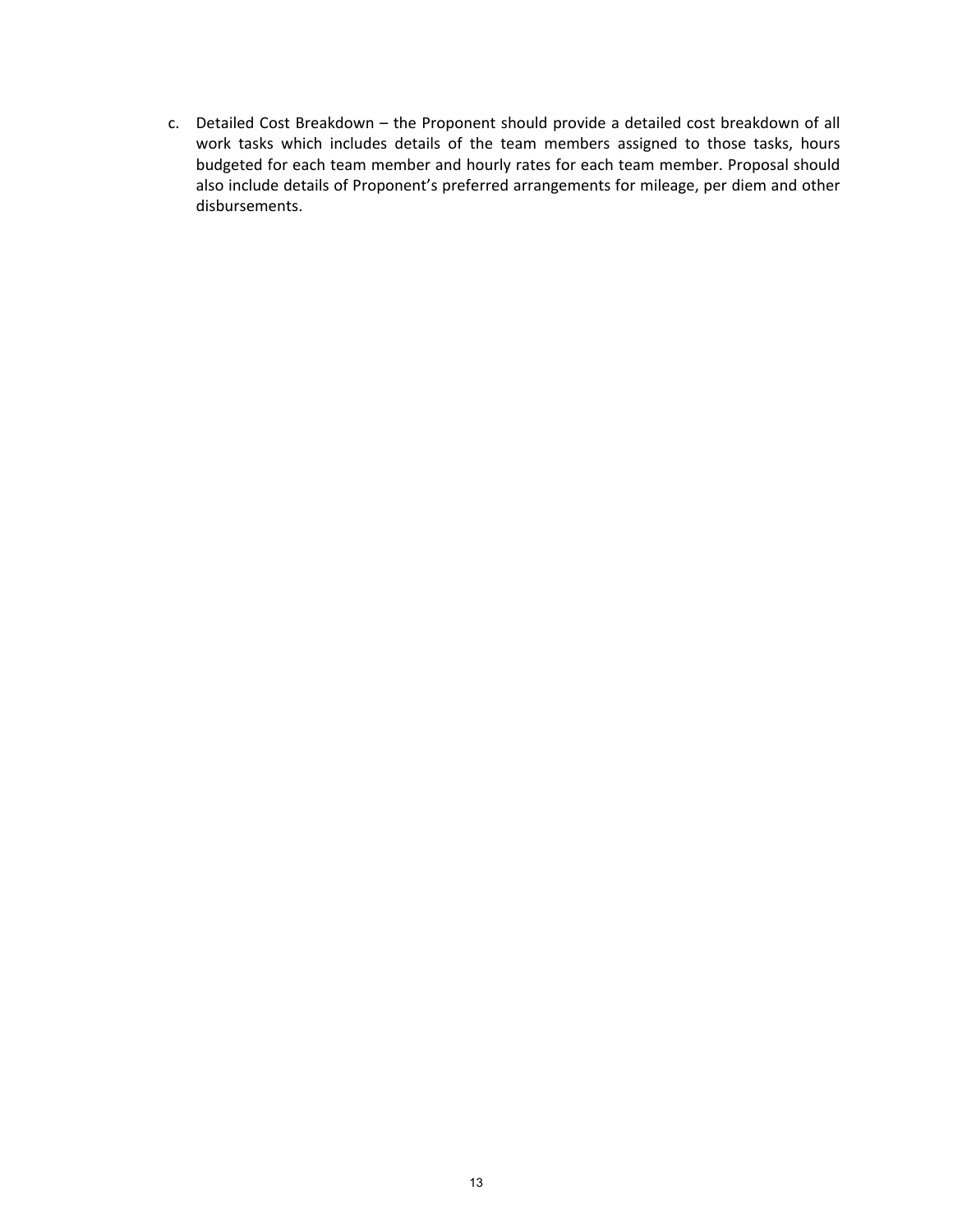c. Detailed Cost Breakdown – the Proponent should provide a detailed cost breakdown of all work tasks which includes details of the team members assigned to those tasks, hours budgeted for each team member and hourly rates for each team member. Proposal should also include details of Proponent's preferred arrangements for mileage, per diem and other disbursements.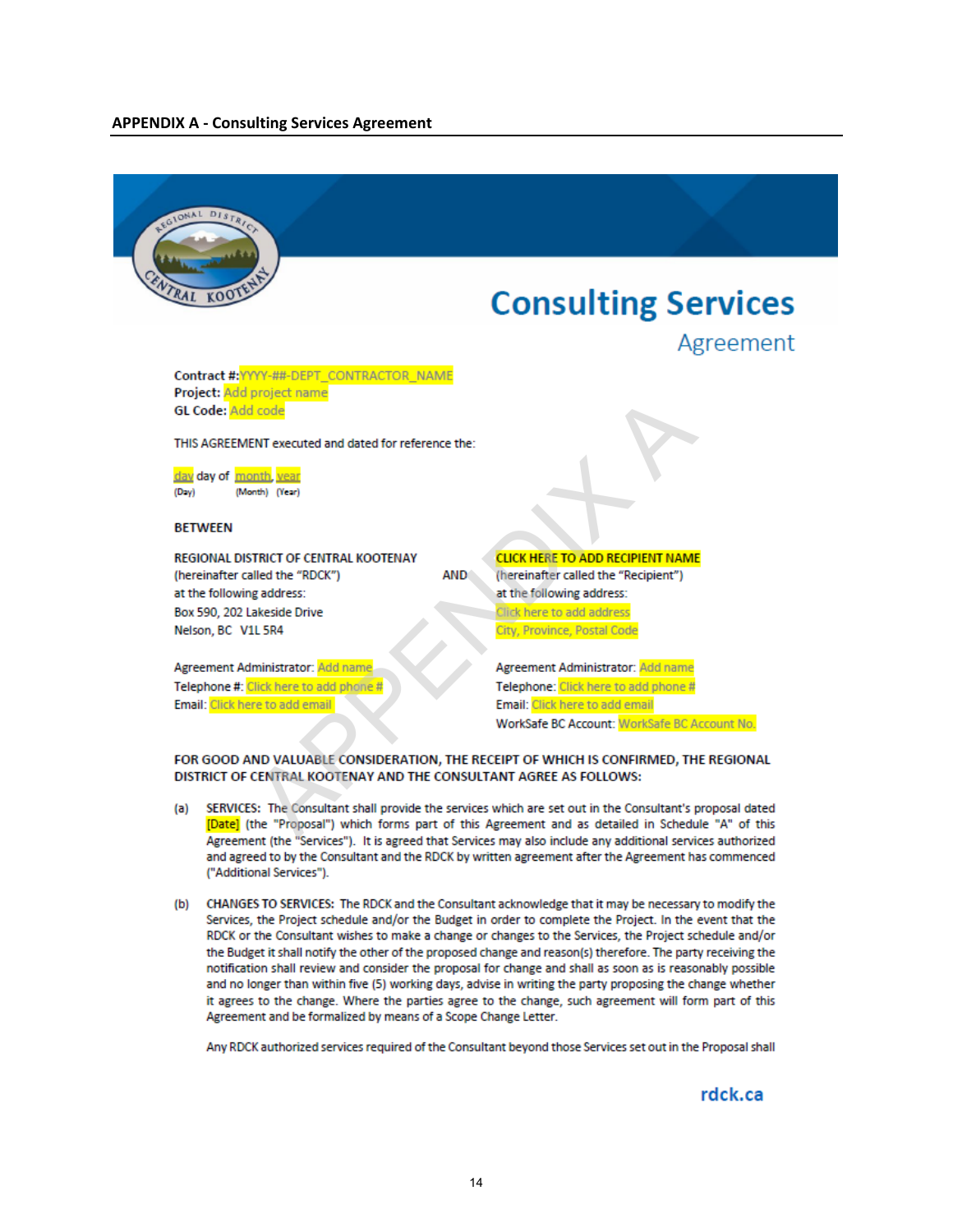**APPENDIX A - Consulting Services Agreement**

# Consulting Services

## Agreement

**Contract #:** YYYY-##-DEPT_CONTRACTOR_NAME
**Project:** Add project name
**GL Code:** Add code

THIS AGREEMENT executed and dated for reference the:

day day of month, year
(Day) (Month) (Year)

**BETWEEN**

REGIONAL DISTRICT OF CENTRAL KOOTENAY
(hereinafter called the "RDCK")
at the following address:
Box 590, 202 Lakeside Drive
Nelson, BC V1L 5R4

Agreement Administrator: Add name
Telephone #: Click here to add phone #
Email: Click here to add email

AND

CLICK HERE TO ADD RECIPIENT NAME
(hereinafter called the "Recipient")
at the following address:
Click here to add address
City, Province, Postal Code

Agreement Administrator: Add name
Telephone: Click here to add phone #
Email: Click here to add email
WorkSafe BC Account: WorkSafe BC Account No.

**FOR GOOD AND VALUABLE CONSIDERATION, THE RECEIPT OF WHICH IS CONFIRMED, THE REGIONAL DISTRICT OF CENTRAL KOOTENAY AND THE CONSULTANT AGREE AS FOLLOWS:**

(a) SERVICES: The Consultant shall provide the services which are set out in the Consultant's proposal dated [Date] (the "Proposal") which forms part of this Agreement and as detailed in Schedule "A" of this Agreement (the "Services"). It is agreed that Services may also include any additional services authorized and agreed to by the Consultant and the RDCK by written agreement after the Agreement has commenced ("Additional Services").

(b) CHANGES TO SERVICES: The RDCK and the Consultant acknowledge that it may be necessary to modify the Services, the Project schedule and/or the Budget in order to complete the Project. In the event that the RDCK or the Consultant wishes to make a change or changes to the Services, the Project schedule and/or the Budget it shall notify the other of the proposed change and reason(s) therefore. The party receiving the notification shall review and consider the proposal for change and shall as soon as is reasonably possible and no longer than within five (5) working days, advise in writing the party proposing the change whether it agrees to the change. Where the parties agree to the change, such agreement will form part of this Agreement and be formalized by means of a Scope Change Letter.

Any RDCK authorized services required of the Consultant beyond those Services set out in the Proposal shall

rdck.ca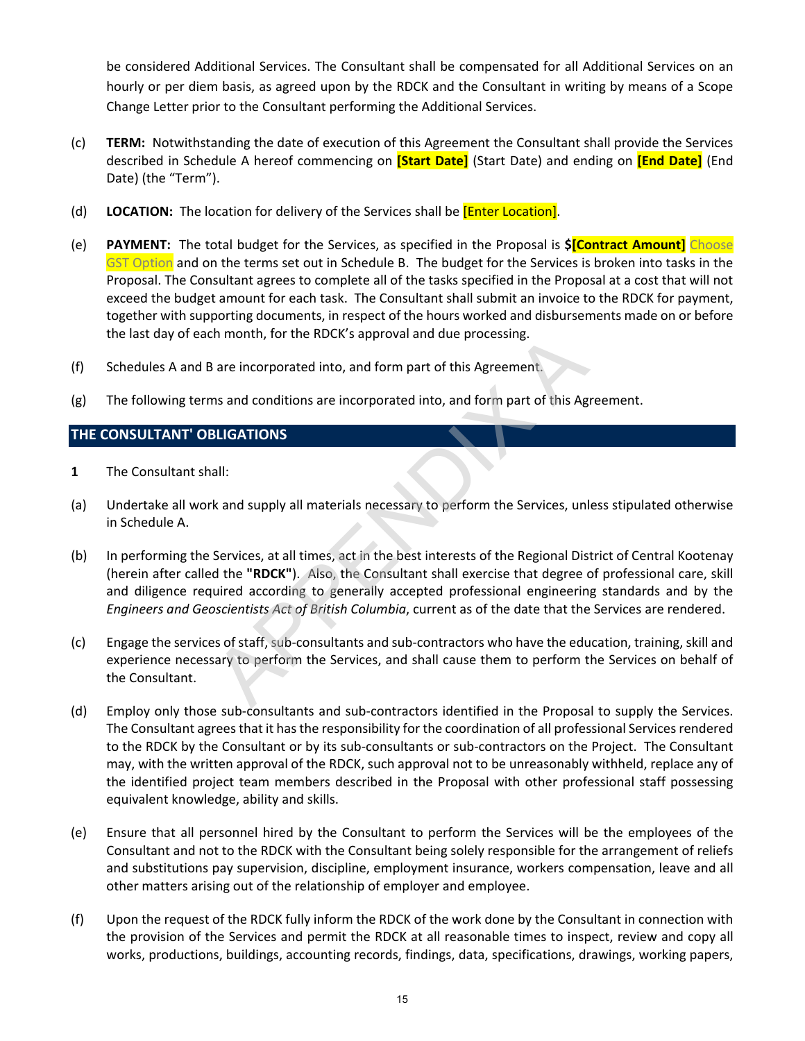be considered Additional Services. The Consultant shall be compensated for all Additional Services on an hourly or per diem basis, as agreed upon by the RDCK and the Consultant in writing by means of a Scope Change Letter prior to the Consultant performing the Additional Services.

(c) **TERM:** Notwithstanding the date of execution of this Agreement the Consultant shall provide the Services described in Schedule A hereof commencing on **[Start Date]** (Start Date) and ending on **[End Date]** (End Date) (the "Term").

(d) **LOCATION:** The location for delivery of the Services shall be [Enter Location].

(e) **PAYMENT:** The total budget for the Services, as specified in the Proposal is **$[Contract Amount]** Choose GST Option and on the terms set out in Schedule B. The budget for the Services is broken into tasks in the Proposal. The Consultant agrees to complete all of the tasks specified in the Proposal at a cost that will not exceed the budget amount for each task. The Consultant shall submit an invoice to the RDCK for payment, together with supporting documents, in respect of the hours worked and disbursements made on or before the last day of each month, for the RDCK's approval and due processing.

(f) Schedules A and B are incorporated into, and form part of this Agreement.

(g) The following terms and conditions are incorporated into, and form part of this Agreement.

## THE CONSULTANT' OBLIGATIONS

**1** The Consultant shall:

(a) Undertake all work and supply all materials necessary to perform the Services, unless stipulated otherwise in Schedule A.

(b) In performing the Services, at all times, act in the best interests of the Regional District of Central Kootenay (herein after called the **"RDCK"**). Also, the Consultant shall exercise that degree of professional care, skill and diligence required according to generally accepted professional engineering standards and by the *Engineers and Geoscientists Act of British Columbia*, current as of the date that the Services are rendered.

(c) Engage the services of staff, sub-consultants and sub-contractors who have the education, training, skill and experience necessary to perform the Services, and shall cause them to perform the Services on behalf of the Consultant.

(d) Employ only those sub-consultants and sub-contractors identified in the Proposal to supply the Services. The Consultant agrees that it has the responsibility for the coordination of all professional Services rendered to the RDCK by the Consultant or by its sub-consultants or sub-contractors on the Project. The Consultant may, with the written approval of the RDCK, such approval not to be unreasonably withheld, replace any of the identified project team members described in the Proposal with other professional staff possessing equivalent knowledge, ability and skills.

(e) Ensure that all personnel hired by the Consultant to perform the Services will be the employees of the Consultant and not to the RDCK with the Consultant being solely responsible for the arrangement of reliefs and substitutions pay supervision, discipline, employment insurance, workers compensation, leave and all other matters arising out of the relationship of employer and employee.

(f) Upon the request of the RDCK fully inform the RDCK of the work done by the Consultant in connection with the provision of the Services and permit the RDCK at all reasonable times to inspect, review and copy all works, productions, buildings, accounting records, findings, data, specifications, drawings, working papers,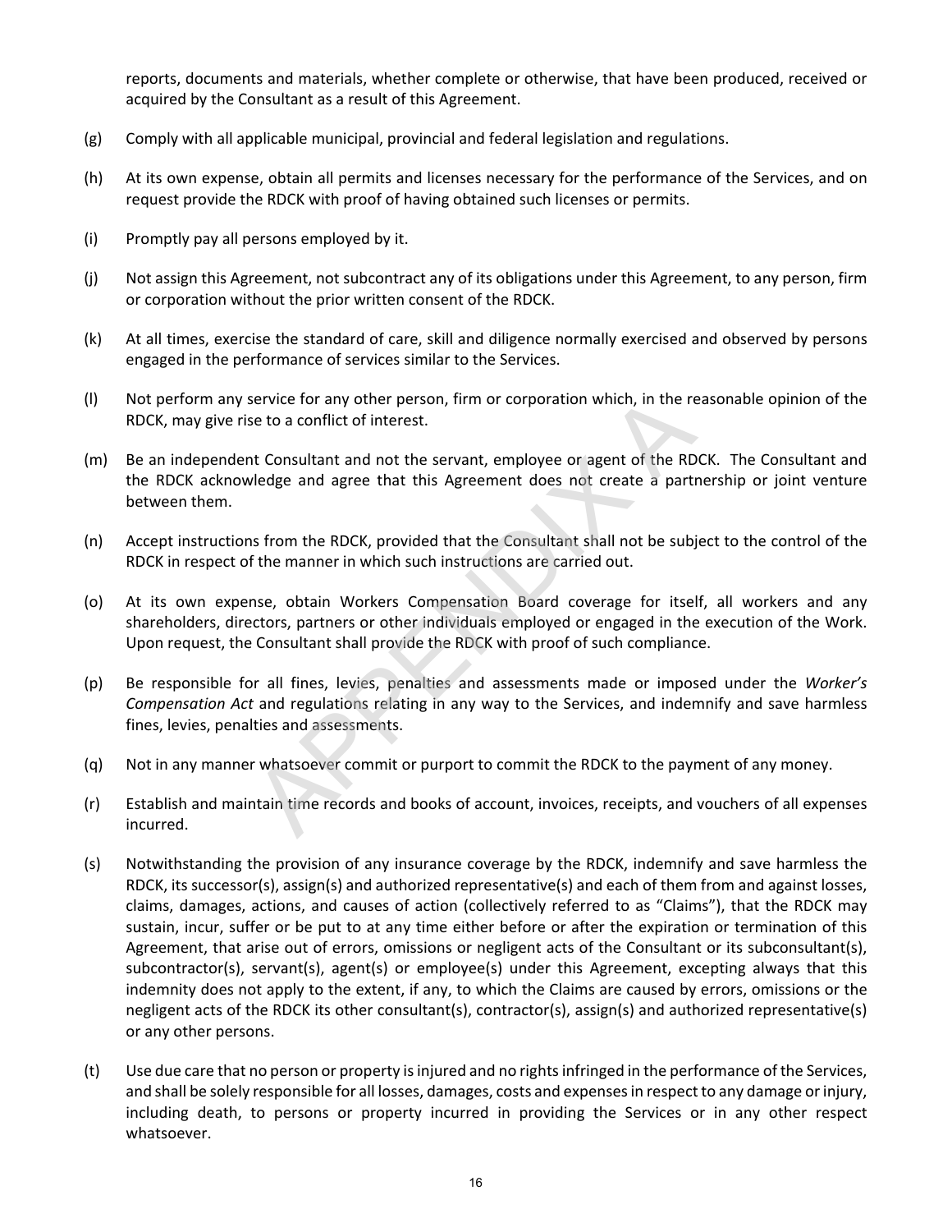reports, documents and materials, whether complete or otherwise, that have been produced, received or acquired by the Consultant as a result of this Agreement.

(g) Comply with all applicable municipal, provincial and federal legislation and regulations.

(h) At its own expense, obtain all permits and licenses necessary for the performance of the Services, and on request provide the RDCK with proof of having obtained such licenses or permits.

(i) Promptly pay all persons employed by it.

(j) Not assign this Agreement, not subcontract any of its obligations under this Agreement, to any person, firm or corporation without the prior written consent of the RDCK.

(k) At all times, exercise the standard of care, skill and diligence normally exercised and observed by persons engaged in the performance of services similar to the Services.

(l) Not perform any service for any other person, firm or corporation which, in the reasonable opinion of the RDCK, may give rise to a conflict of interest.

(m) Be an independent Consultant and not the servant, employee or agent of the RDCK. The Consultant and the RDCK acknowledge and agree that this Agreement does not create a partnership or joint venture between them.

(n) Accept instructions from the RDCK, provided that the Consultant shall not be subject to the control of the RDCK in respect of the manner in which such instructions are carried out.

(o) At its own expense, obtain Workers Compensation Board coverage for itself, all workers and any shareholders, directors, partners or other individuals employed or engaged in the execution of the Work. Upon request, the Consultant shall provide the RDCK with proof of such compliance.

(p) Be responsible for all fines, levies, penalties and assessments made or imposed under the *Worker's Compensation Act* and regulations relating in any way to the Services, and indemnify and save harmless fines, levies, penalties and assessments.

(q) Not in any manner whatsoever commit or purport to commit the RDCK to the payment of any money.

(r) Establish and maintain time records and books of account, invoices, receipts, and vouchers of all expenses incurred.

(s) Notwithstanding the provision of any insurance coverage by the RDCK, indemnify and save harmless the RDCK, its successor(s), assign(s) and authorized representative(s) and each of them from and against losses, claims, damages, actions, and causes of action (collectively referred to as "Claims"), that the RDCK may sustain, incur, suffer or be put to at any time either before or after the expiration or termination of this Agreement, that arise out of errors, omissions or negligent acts of the Consultant or its subconsultant(s), subcontractor(s), servant(s), agent(s) or employee(s) under this Agreement, excepting always that this indemnity does not apply to the extent, if any, to which the Claims are caused by errors, omissions or the negligent acts of the RDCK its other consultant(s), contractor(s), assign(s) and authorized representative(s) or any other persons.

(t) Use due care that no person or property is injured and no rights infringed in the performance of the Services, and shall be solely responsible for all losses, damages, costs and expenses in respect to any damage or injury, including death, to persons or property incurred in providing the Services or in any other respect whatsoever.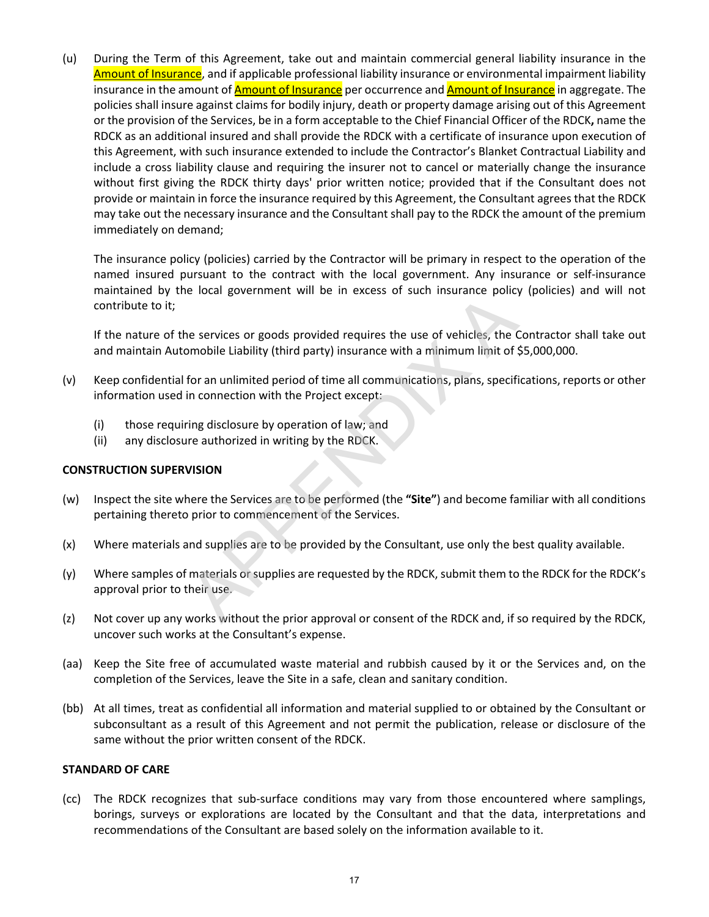(u) During the Term of this Agreement, take out and maintain commercial general liability insurance in the Amount of Insurance, and if applicable professional liability insurance or environmental impairment liability insurance in the amount of Amount of Insurance per occurrence and Amount of Insurance in aggregate. The policies shall insure against claims for bodily injury, death or property damage arising out of this Agreement or the provision of the Services, be in a form acceptable to the Chief Financial Officer of the RDCK**,** name the RDCK as an additional insured and shall provide the RDCK with a certificate of insurance upon execution of this Agreement, with such insurance extended to include the Contractor's Blanket Contractual Liability and include a cross liability clause and requiring the insurer not to cancel or materially change the insurance without first giving the RDCK thirty days' prior written notice; provided that if the Consultant does not provide or maintain in force the insurance required by this Agreement, the Consultant agrees that the RDCK may take out the necessary insurance and the Consultant shall pay to the RDCK the amount of the premium immediately on demand;

    The insurance policy (policies) carried by the Contractor will be primary in respect to the operation of the named insured pursuant to the contract with the local government. Any insurance or self-insurance maintained by the local government will be in excess of such insurance policy (policies) and will not contribute to it;

    If the nature of the services or goods provided requires the use of vehicles, the Contractor shall take out and maintain Automobile Liability (third party) insurance with a minimum limit of $5,000,000.

(v) Keep confidential for an unlimited period of time all communications, plans, specifications, reports or other information used in connection with the Project except:

    (i) those requiring disclosure by operation of law; and
    (ii) any disclosure authorized in writing by the RDCK.

**CONSTRUCTION SUPERVISION**

(w) Inspect the site where the Services are to be performed (the **"Site"**) and become familiar with all conditions pertaining thereto prior to commencement of the Services.

(x) Where materials and supplies are to be provided by the Consultant, use only the best quality available.

(y) Where samples of materials or supplies are requested by the RDCK, submit them to the RDCK for the RDCK's approval prior to their use.

(z) Not cover up any works without the prior approval or consent of the RDCK and, if so required by the RDCK, uncover such works at the Consultant's expense.

(aa) Keep the Site free of accumulated waste material and rubbish caused by it or the Services and, on the completion of the Services, leave the Site in a safe, clean and sanitary condition.

(bb) At all times, treat as confidential all information and material supplied to or obtained by the Consultant or subconsultant as a result of this Agreement and not permit the publication, release or disclosure of the same without the prior written consent of the RDCK.

**STANDARD OF CARE**

(cc) The RDCK recognizes that sub-surface conditions may vary from those encountered where samplings, borings, surveys or explorations are located by the Consultant and that the data, interpretations and recommendations of the Consultant are based solely on the information available to it.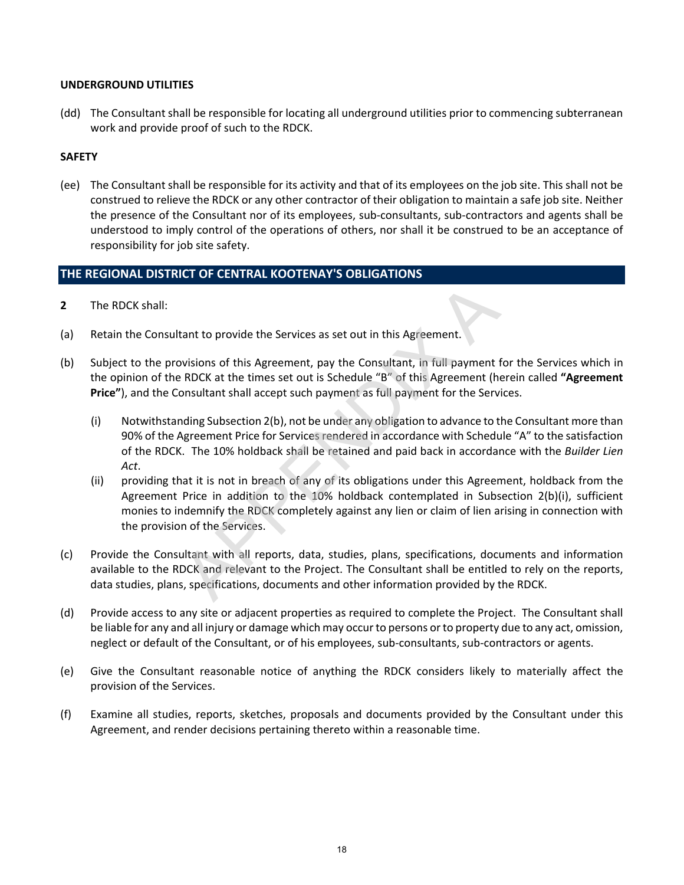**UNDERGROUND UTILITIES**

(dd) The Consultant shall be responsible for locating all underground utilities prior to commencing subterranean work and provide proof of such to the RDCK.

**SAFETY**

(ee) The Consultant shall be responsible for its activity and that of its employees on the job site. This shall not be construed to relieve the RDCK or any other contractor of their obligation to maintain a safe job site. Neither the presence of the Consultant nor of its employees, sub-consultants, sub-contractors and agents shall be understood to imply control of the operations of others, nor shall it be construed to be an acceptance of responsibility for job site safety.

## THE REGIONAL DISTRICT OF CENTRAL KOOTENAY'S OBLIGATIONS

**2** The RDCK shall:

(a) Retain the Consultant to provide the Services as set out in this Agreement.

(b) Subject to the provisions of this Agreement, pay the Consultant, in full payment for the Services which in the opinion of the RDCK at the times set out is Schedule "B" of this Agreement (herein called **"Agreement Price"**), and the Consultant shall accept such payment as full payment for the Services.

  (i) Notwithstanding Subsection 2(b), not be under any obligation to advance to the Consultant more than 90% of the Agreement Price for Services rendered in accordance with Schedule "A" to the satisfaction of the RDCK. The 10% holdback shall be retained and paid back in accordance with the *Builder Lien Act*.

  (ii) providing that it is not in breach of any of its obligations under this Agreement, holdback from the Agreement Price in addition to the 10% holdback contemplated in Subsection 2(b)(i), sufficient monies to indemnify the RDCK completely against any lien or claim of lien arising in connection with the provision of the Services.

(c) Provide the Consultant with all reports, data, studies, plans, specifications, documents and information available to the RDCK and relevant to the Project. The Consultant shall be entitled to rely on the reports, data studies, plans, specifications, documents and other information provided by the RDCK.

(d) Provide access to any site or adjacent properties as required to complete the Project. The Consultant shall be liable for any and all injury or damage which may occur to persons or to property due to any act, omission, neglect or default of the Consultant, or of his employees, sub-consultants, sub-contractors or agents.

(e) Give the Consultant reasonable notice of anything the RDCK considers likely to materially affect the provision of the Services.

(f) Examine all studies, reports, sketches, proposals and documents provided by the Consultant under this Agreement, and render decisions pertaining thereto within a reasonable time.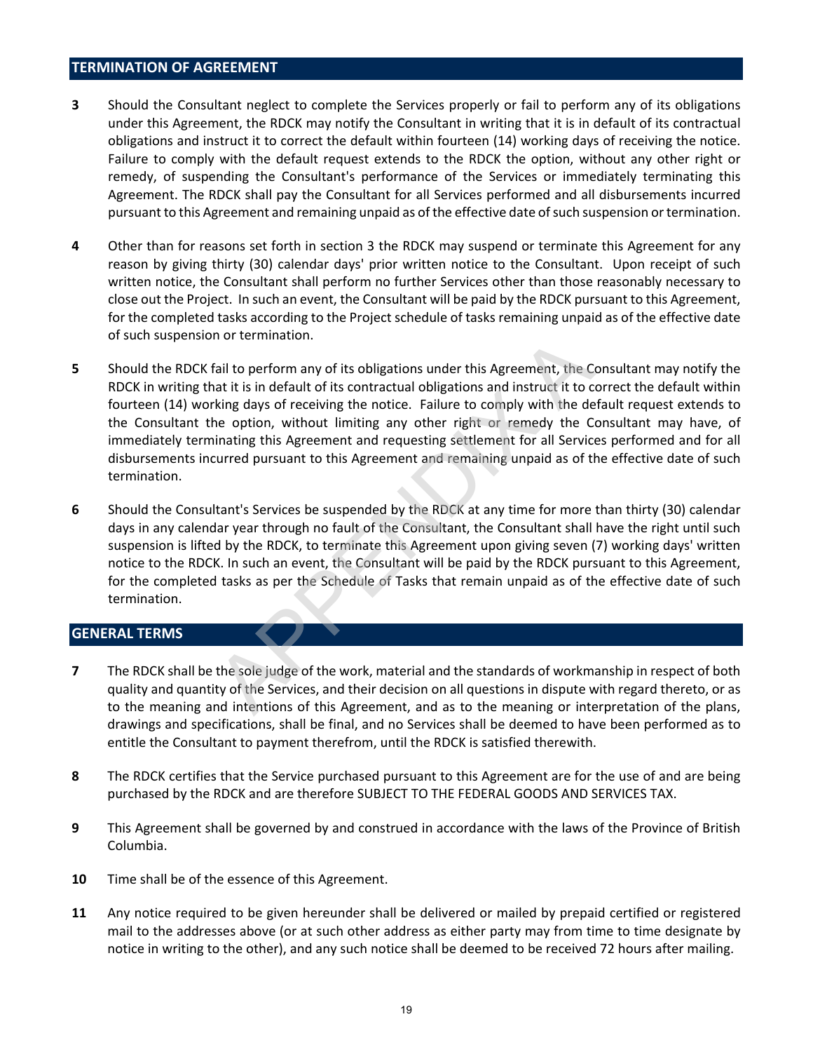## TERMINATION OF AGREEMENT

**3** Should the Consultant neglect to complete the Services properly or fail to perform any of its obligations under this Agreement, the RDCK may notify the Consultant in writing that it is in default of its contractual obligations and instruct it to correct the default within fourteen (14) working days of receiving the notice. Failure to comply with the default request extends to the RDCK the option, without any other right or remedy, of suspending the Consultant's performance of the Services or immediately terminating this Agreement. The RDCK shall pay the Consultant for all Services performed and all disbursements incurred pursuant to this Agreement and remaining unpaid as of the effective date of such suspension or termination.

**4** Other than for reasons set forth in section 3 the RDCK may suspend or terminate this Agreement for any reason by giving thirty (30) calendar days' prior written notice to the Consultant. Upon receipt of such written notice, the Consultant shall perform no further Services other than those reasonably necessary to close out the Project. In such an event, the Consultant will be paid by the RDCK pursuant to this Agreement, for the completed tasks according to the Project schedule of tasks remaining unpaid as of the effective date of such suspension or termination.

**5** Should the RDCK fail to perform any of its obligations under this Agreement, the Consultant may notify the RDCK in writing that it is in default of its contractual obligations and instruct it to correct the default within fourteen (14) working days of receiving the notice. Failure to comply with the default request extends to the Consultant the option, without limiting any other right or remedy the Consultant may have, of immediately terminating this Agreement and requesting settlement for all Services performed and for all disbursements incurred pursuant to this Agreement and remaining unpaid as of the effective date of such termination.

**6** Should the Consultant's Services be suspended by the RDCK at any time for more than thirty (30) calendar days in any calendar year through no fault of the Consultant, the Consultant shall have the right until such suspension is lifted by the RDCK, to terminate this Agreement upon giving seven (7) working days' written notice to the RDCK. In such an event, the Consultant will be paid by the RDCK pursuant to this Agreement, for the completed tasks as per the Schedule of Tasks that remain unpaid as of the effective date of such termination.

## GENERAL TERMS

**7** The RDCK shall be the sole judge of the work, material and the standards of workmanship in respect of both quality and quantity of the Services, and their decision on all questions in dispute with regard thereto, or as to the meaning and intentions of this Agreement, and as to the meaning or interpretation of the plans, drawings and specifications, shall be final, and no Services shall be deemed to have been performed as to entitle the Consultant to payment therefrom, until the RDCK is satisfied therewith.

**8** The RDCK certifies that the Service purchased pursuant to this Agreement are for the use of and are being purchased by the RDCK and are therefore SUBJECT TO THE FEDERAL GOODS AND SERVICES TAX.

**9** This Agreement shall be governed by and construed in accordance with the laws of the Province of British Columbia.

**10** Time shall be of the essence of this Agreement.

**11** Any notice required to be given hereunder shall be delivered or mailed by prepaid certified or registered mail to the addresses above (or at such other address as either party may from time to time designate by notice in writing to the other), and any such notice shall be deemed to be received 72 hours after mailing.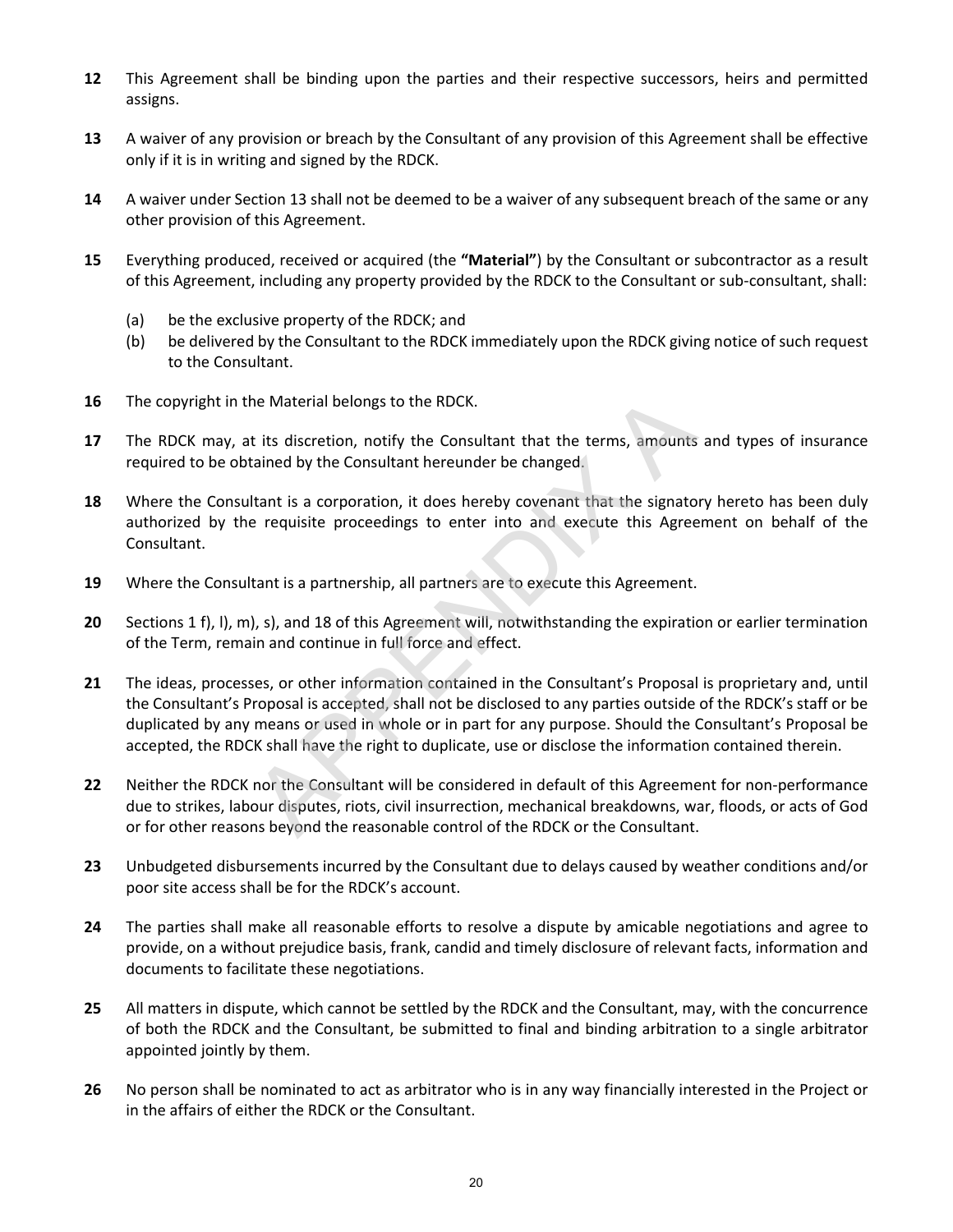**12** This Agreement shall be binding upon the parties and their respective successors, heirs and permitted assigns.

**13** A waiver of any provision or breach by the Consultant of any provision of this Agreement shall be effective only if it is in writing and signed by the RDCK.

**14** A waiver under Section 13 shall not be deemed to be a waiver of any subsequent breach of the same or any other provision of this Agreement.

**15** Everything produced, received or acquired (the **"Material"**) by the Consultant or subcontractor as a result of this Agreement, including any property provided by the RDCK to the Consultant or sub-consultant, shall:

(a) be the exclusive property of the RDCK; and

(b) be delivered by the Consultant to the RDCK immediately upon the RDCK giving notice of such request to the Consultant.

**16** The copyright in the Material belongs to the RDCK.

**17** The RDCK may, at its discretion, notify the Consultant that the terms, amounts and types of insurance required to be obtained by the Consultant hereunder be changed.

**18** Where the Consultant is a corporation, it does hereby covenant that the signatory hereto has been duly authorized by the requisite proceedings to enter into and execute this Agreement on behalf of the Consultant.

**19** Where the Consultant is a partnership, all partners are to execute this Agreement.

**20** Sections 1 f), l), m), s), and 18 of this Agreement will, notwithstanding the expiration or earlier termination of the Term, remain and continue in full force and effect.

**21** The ideas, processes, or other information contained in the Consultant's Proposal is proprietary and, until the Consultant's Proposal is accepted, shall not be disclosed to any parties outside of the RDCK's staff or be duplicated by any means or used in whole or in part for any purpose. Should the Consultant's Proposal be accepted, the RDCK shall have the right to duplicate, use or disclose the information contained therein.

**22** Neither the RDCK nor the Consultant will be considered in default of this Agreement for non-performance due to strikes, labour disputes, riots, civil insurrection, mechanical breakdowns, war, floods, or acts of God or for other reasons beyond the reasonable control of the RDCK or the Consultant.

**23** Unbudgeted disbursements incurred by the Consultant due to delays caused by weather conditions and/or poor site access shall be for the RDCK's account.

**24** The parties shall make all reasonable efforts to resolve a dispute by amicable negotiations and agree to provide, on a without prejudice basis, frank, candid and timely disclosure of relevant facts, information and documents to facilitate these negotiations.

**25** All matters in dispute, which cannot be settled by the RDCK and the Consultant, may, with the concurrence of both the RDCK and the Consultant, be submitted to final and binding arbitration to a single arbitrator appointed jointly by them.

**26** No person shall be nominated to act as arbitrator who is in any way financially interested in the Project or in the affairs of either the RDCK or the Consultant.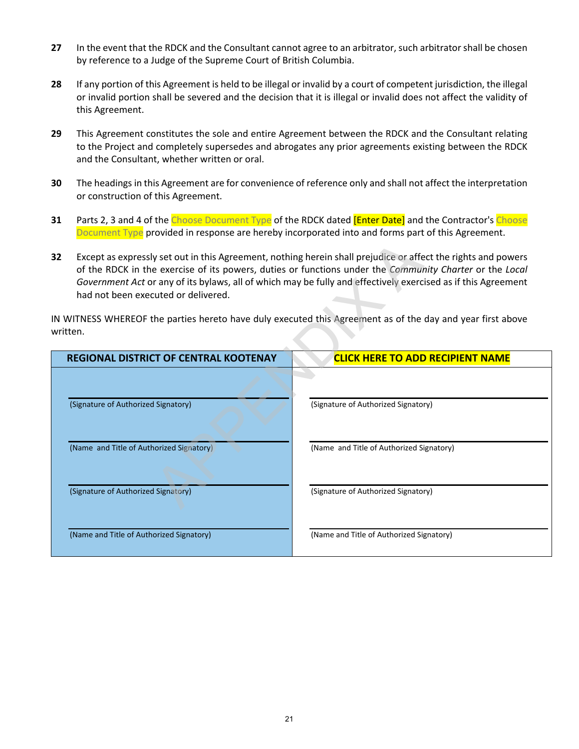**27** In the event that the RDCK and the Consultant cannot agree to an arbitrator, such arbitrator shall be chosen by reference to a Judge of the Supreme Court of British Columbia.

**28** If any portion of this Agreement is held to be illegal or invalid by a court of competent jurisdiction, the illegal or invalid portion shall be severed and the decision that it is illegal or invalid does not affect the validity of this Agreement.

**29** This Agreement constitutes the sole and entire Agreement between the RDCK and the Consultant relating to the Project and completely supersedes and abrogates any prior agreements existing between the RDCK and the Consultant, whether written or oral.

**30** The headings in this Agreement are for convenience of reference only and shall not affect the interpretation or construction of this Agreement.

**31** Parts 2, 3 and 4 of the Choose Document Type of the RDCK dated [Enter Date] and the Contractor's Choose Document Type provided in response are hereby incorporated into and forms part of this Agreement.

**32** Except as expressly set out in this Agreement, nothing herein shall prejudice or affect the rights and powers of the RDCK in the exercise of its powers, duties or functions under the *Community Charter* or the *Local Government Act* or any of its bylaws, all of which may be fully and effectively exercised as if this Agreement had not been executed or delivered.

IN WITNESS WHEREOF the parties hereto have duly executed this Agreement as of the day and year first above written.

| REGIONAL DISTRICT OF CENTRAL KOOTENAY | CLICK HERE TO ADD RECIPIENT NAME |
|---|---|
| (Signature of Authorized Signatory) | (Signature of Authorized Signatory) |
| (Name and Title of Authorized Signatory) | (Name and Title of Authorized Signatory) |
| (Signature of Authorized Signatory) | (Signature of Authorized Signatory) |
| (Name and Title of Authorized Signatory) | (Name and Title of Authorized Signatory) |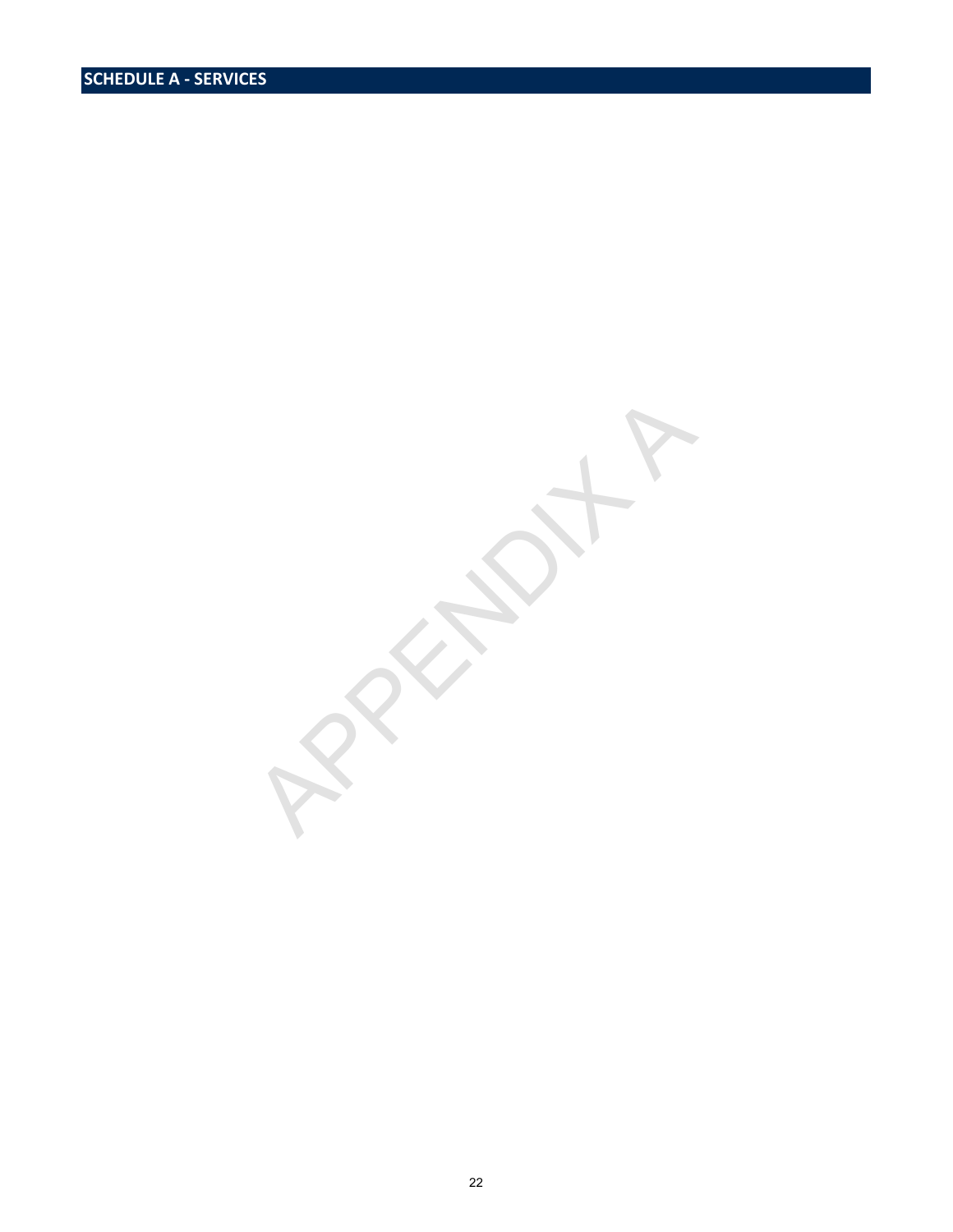# SCHEDULE A - SERVICES

APPENDIX A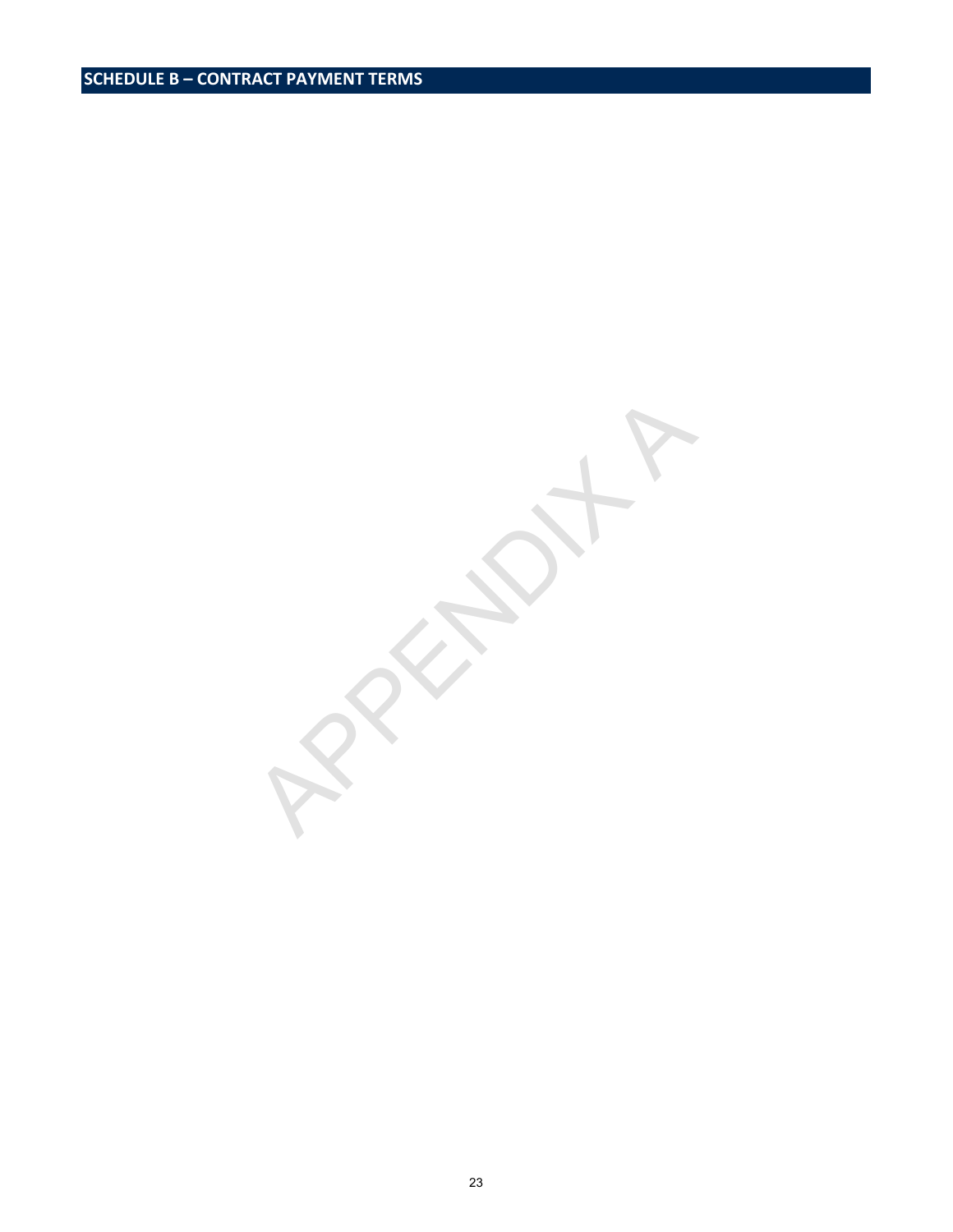# SCHEDULE B – CONTRACT PAYMENT TERMS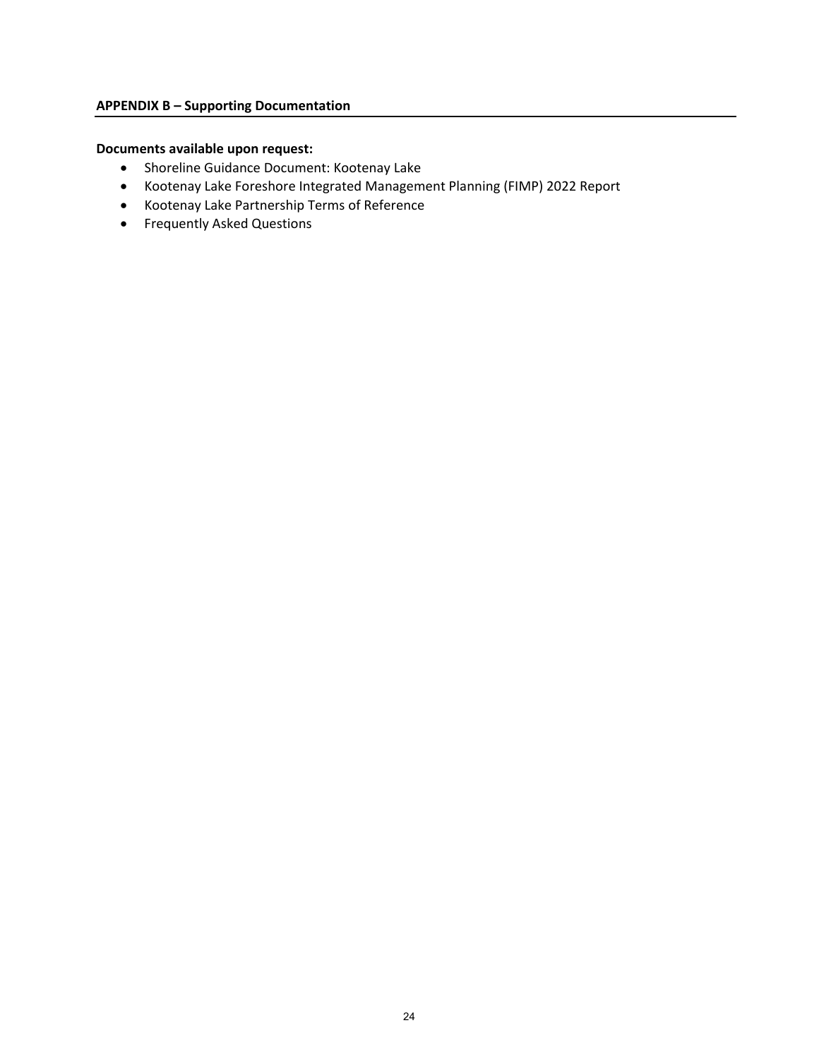## APPENDIX B – Supporting Documentation

**Documents available upon request:**

- Shoreline Guidance Document: Kootenay Lake
- Kootenay Lake Foreshore Integrated Management Planning (FIMP) 2022 Report
- Kootenay Lake Partnership Terms of Reference
- Frequently Asked Questions